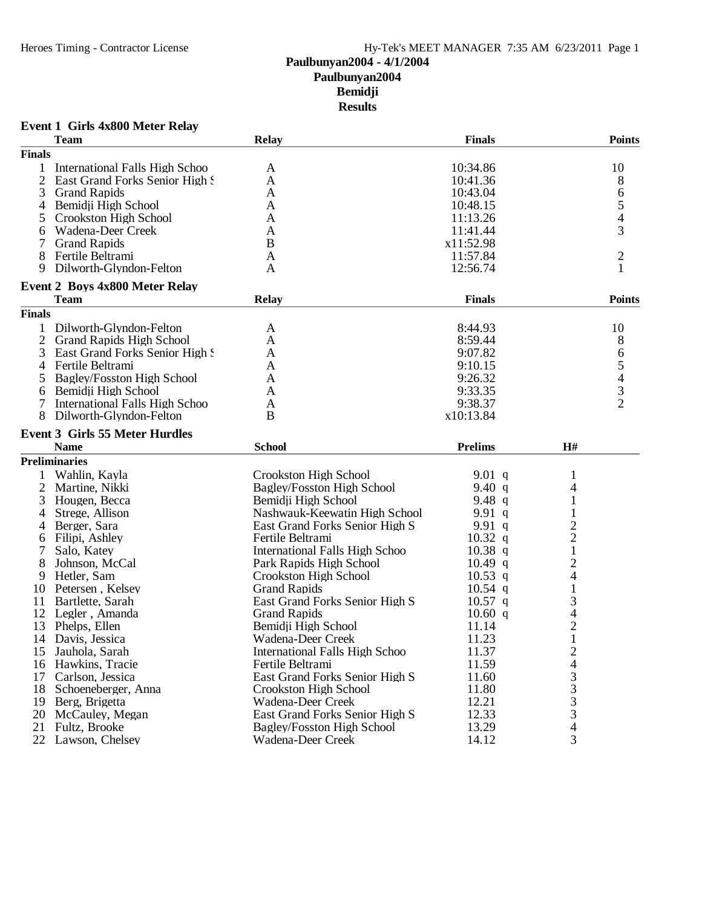# Paulbunyan2004 - 4/1/2004

## Paulbunyan2004

## Bemidji

## Results

### Event 1 Girls 4x800 Meter Relay

| | Team | Relay | Finals | Points |
|---|---|---|---|---|
| **Finals** | | | | |
| 1 | International Falls High Schoo | A | 10:34.86 | 10 |
| 2 | East Grand Forks Senior High S | A | 10:41.36 | 8 |
| 3 | Grand Rapids | A | 10:43.04 | 6 |
| 4 | Bemidji High School | A | 10:48.15 | 5 |
| 5 | Crookston High School | A | 11:13.26 | 4 |
| 6 | Wadena-Deer Creek | A | 11:41.44 | 3 |
| 7 | Grand Rapids | B | x11:52.98 | |
| 8 | Fertile Beltrami | A | 11:57.84 | 2 |
| 9 | Dilworth-Glyndon-Felton | A | 12:56.74 | 1 |

### Event 2 Boys 4x800 Meter Relay

| | Team | Relay | Finals | Points |
|---|---|---|---|---|
| **Finals** | | | | |
| 1 | Dilworth-Glyndon-Felton | A | 8:44.93 | 10 |
| 2 | Grand Rapids High School | A | 8:59.44 | 8 |
| 3 | East Grand Forks Senior High S | A | 9:07.82 | 6 |
| 4 | Fertile Beltrami | A | 9:10.15 | 5 |
| 5 | Bagley/Fosston High School | A | 9:26.32 | 4 |
| 6 | Bemidji High School | A | 9:33.35 | 3 |
| 7 | International Falls High Schoo | A | 9:38.37 | 2 |
| 8 | Dilworth-Glyndon-Felton | B | x10:13.84 | |

### Event 3 Girls 55 Meter Hurdles

| | Name | School | Prelims | H# |
|---|---|---|---|---|
| **Preliminaries** | | | | |
| 1 | Wahlin, Kayla | Crookston High School | 9.01 q | 1 |
| 2 | Martine, Nikki | Bagley/Fosston High School | 9.40 q | 4 |
| 3 | Hougen, Becca | Bemidji High School | 9.48 q | 1 |
| 4 | Strege, Allison | Nashwauk-Keewatin High School | 9.91 q | 1 |
| 4 | Berger, Sara | East Grand Forks Senior High S | 9.91 q | 2 |
| 6 | Filipi, Ashley | Fertile Beltrami | 10.32 q | 2 |
| 7 | Salo, Katey | International Falls High Schoo | 10.38 q | 1 |
| 8 | Johnson, McCal | Park Rapids High School | 10.49 q | 2 |
| 9 | Hetler, Sam | Crookston High School | 10.53 q | 4 |
| 10 | Petersen , Kelsey | Grand Rapids | 10.54 q | 1 |
| 11 | Bartlette, Sarah | East Grand Forks Senior High S | 10.57 q | 3 |
| 12 | Legler , Amanda | Grand Rapids | 10.60 q | 4 |
| 13 | Phelps, Ellen | Bemidji High School | 11.14 | 2 |
| 14 | Davis, Jessica | Wadena-Deer Creek | 11.23 | 1 |
| 15 | Jauhola, Sarah | International Falls High Schoo | 11.37 | 2 |
| 16 | Hawkins, Tracie | Fertile Beltrami | 11.59 | 4 |
| 17 | Carlson, Jessica | East Grand Forks Senior High S | 11.60 | 3 |
| 18 | Schoeneberger, Anna | Crookston High School | 11.80 | 3 |
| 19 | Berg, Brigetta | Wadena-Deer Creek | 12.21 | 3 |
| 20 | McCauley, Megan | East Grand Forks Senior High S | 12.33 | 3 |
| 21 | Fultz, Brooke | Bagley/Fosston High School | 13.29 | 4 |
| 22 | Lawson, Chelsey | Wadena-Deer Creek | 14.12 | 3 |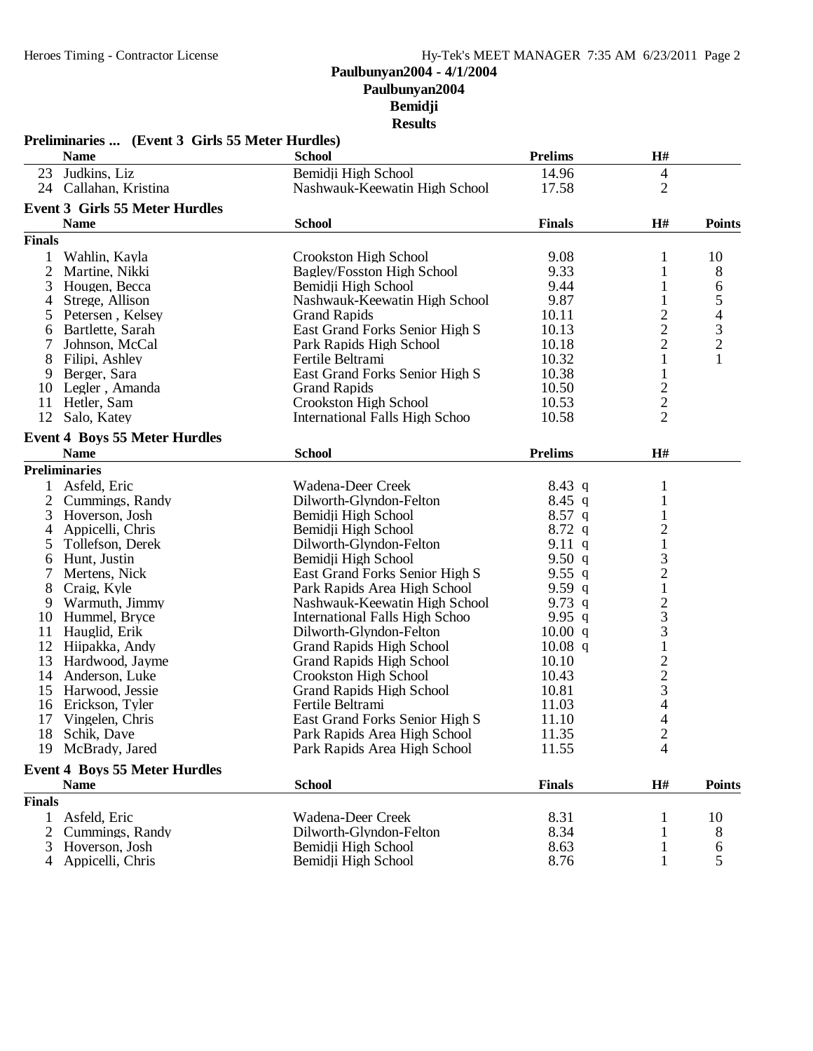**Paulbunyan2004 - 4/1/2004**
**Paulbunyan2004**
**Bemidji**
**Results**

### Preliminaries ... (Event 3 Girls 55 Meter Hurdles)

| | Name | School | Prelims | H# |
|---|---|---|---|---|
| 23 | Judkins, Liz | Bemidji High School | 14.96 | 4 |
| 24 | Callahan, Kristina | Nashwauk-Keewatin High School | 17.58 | 2 |

### Event 3 Girls 55 Meter Hurdles

| | Name | School | Finals | H# | Points |
|---|---|---|---|---|---|
| **Finals** | | | | | |
| 1 | Wahlin, Kayla | Crookston High School | 9.08 | 1 | 10 |
| 2 | Martine, Nikki | Bagley/Fosston High School | 9.33 | 1 | 8 |
| 3 | Hougen, Becca | Bemidji High School | 9.44 | 1 | 6 |
| 4 | Strege, Allison | Nashwauk-Keewatin High School | 9.87 | 1 | 5 |
| 5 | Petersen , Kelsey | Grand Rapids | 10.11 | 2 | 4 |
| 6 | Bartlette, Sarah | East Grand Forks Senior High S | 10.13 | 2 | 3 |
| 7 | Johnson, McCal | Park Rapids High School | 10.18 | 2 | 2 |
| 8 | Filipi, Ashley | Fertile Beltrami | 10.32 | 1 | 1 |
| 9 | Berger, Sara | East Grand Forks Senior High S | 10.38 | 1 | |
| 10 | Legler , Amanda | Grand Rapids | 10.50 | 2 | |
| 11 | Hetler, Sam | Crookston High School | 10.53 | 2 | |
| 12 | Salo, Katey | International Falls High Schoo | 10.58 | 2 | |

### Event 4 Boys 55 Meter Hurdles

| | Name | School | Prelims | H# |
|---|---|---|---|---|
| **Preliminaries** | | | | |
| 1 | Asfeld, Eric | Wadena-Deer Creek | 8.43 q | 1 |
| 2 | Cummings, Randy | Dilworth-Glyndon-Felton | 8.45 q | 1 |
| 3 | Hoverson, Josh | Bemidji High School | 8.57 q | 1 |
| 4 | Appicelli, Chris | Bemidji High School | 8.72 q | 2 |
| 5 | Tollefson, Derek | Dilworth-Glyndon-Felton | 9.11 q | 1 |
| 6 | Hunt, Justin | Bemidji High School | 9.50 q | 3 |
| 7 | Mertens, Nick | East Grand Forks Senior High S | 9.55 q | 2 |
| 8 | Craig, Kyle | Park Rapids Area High School | 9.59 q | 1 |
| 9 | Warmuth, Jimmy | Nashwauk-Keewatin High School | 9.73 q | 2 |
| 10 | Hummel, Bryce | International Falls High Schoo | 9.95 q | 3 |
| 11 | Hauglid, Erik | Dilworth-Glyndon-Felton | 10.00 q | 3 |
| 12 | Hiipakka, Andy | Grand Rapids High School | 10.08 q | 1 |
| 13 | Hardwood, Jayme | Grand Rapids High School | 10.10 | 2 |
| 14 | Anderson, Luke | Crookston High School | 10.43 | 2 |
| 15 | Harwood, Jessie | Grand Rapids High School | 10.81 | 3 |
| 16 | Erickson, Tyler | Fertile Beltrami | 11.03 | 4 |
| 17 | Vingelen, Chris | East Grand Forks Senior High S | 11.10 | 4 |
| 18 | Schik, Dave | Park Rapids Area High School | 11.35 | 2 |
| 19 | McBrady, Jared | Park Rapids Area High School | 11.55 | 4 |

### Event 4 Boys 55 Meter Hurdles

| | Name | School | Finals | H# | Points |
|---|---|---|---|---|---|
| **Finals** | | | | | |
| 1 | Asfeld, Eric | Wadena-Deer Creek | 8.31 | 1 | 10 |
| 2 | Cummings, Randy | Dilworth-Glyndon-Felton | 8.34 | 1 | 8 |
| 3 | Hoverson, Josh | Bemidji High School | 8.63 | 1 | 6 |
| 4 | Appicelli, Chris | Bemidji High School | 8.76 | 1 | 5 |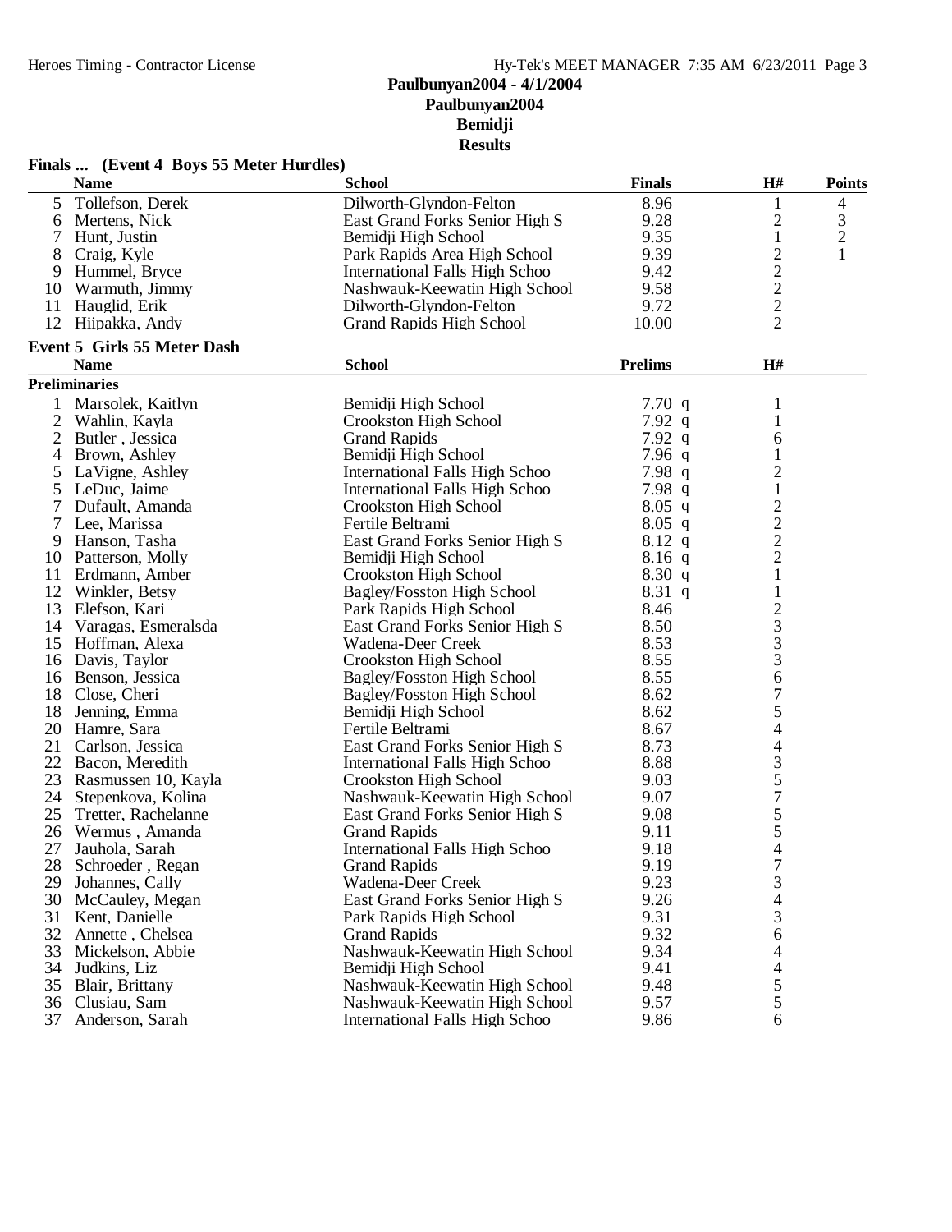# Paulbunyan2004 - 4/1/2004
## Paulbunyan2004
## Bemidji
## Results

### Finals ... (Event 4 Boys 55 Meter Hurdles)

| | Name | School | Finals | H# | Points |
|---|---|---|---|---|---|
| 5 | Tollefson, Derek | Dilworth-Glyndon-Felton | 8.96 | 1 | 4 |
| 6 | Mertens, Nick | East Grand Forks Senior High S | 9.28 | 2 | 3 |
| 7 | Hunt, Justin | Bemidji High School | 9.35 | 1 | 2 |
| 8 | Craig, Kyle | Park Rapids Area High School | 9.39 | 2 | 1 |
| 9 | Hummel, Bryce | International Falls High Schoo | 9.42 | 2 | |
| 10 | Warmuth, Jimmy | Nashwauk-Keewatin High School | 9.58 | 2 | |
| 11 | Hauglid, Erik | Dilworth-Glyndon-Felton | 9.72 | 2 | |
| 12 | Hiipakka, Andy | Grand Rapids High School | 10.00 | 2 | |

### Event 5 Girls 55 Meter Dash

**Preliminaries**

| | Name | School | Prelims | H# |
|---|---|---|---|---|
| 1 | Marsolek, Kaitlyn | Bemidji High School | 7.70 q | 1 |
| 2 | Wahlin, Kayla | Crookston High School | 7.92 q | 1 |
| 2 | Butler , Jessica | Grand Rapids | 7.92 q | 6 |
| 4 | Brown, Ashley | Bemidji High School | 7.96 q | 1 |
| 5 | LaVigne, Ashley | International Falls High Schoo | 7.98 q | 2 |
| 5 | LeDuc, Jaime | International Falls High Schoo | 7.98 q | 1 |
| 7 | Dufault, Amanda | Crookston High School | 8.05 q | 2 |
| 7 | Lee, Marissa | Fertile Beltrami | 8.05 q | 2 |
| 9 | Hanson, Tasha | East Grand Forks Senior High S | 8.12 q | 2 |
| 10 | Patterson, Molly | Bemidji High School | 8.16 q | 2 |
| 11 | Erdmann, Amber | Crookston High School | 8.30 q | 1 |
| 12 | Winkler, Betsy | Bagley/Fosston High School | 8.31 q | 1 |
| 13 | Elefson, Kari | Park Rapids High School | 8.46 | 2 |
| 14 | Varagas, Esmeralsda | East Grand Forks Senior High S | 8.50 | 3 |
| 15 | Hoffman, Alexa | Wadena-Deer Creek | 8.53 | 3 |
| 16 | Davis, Taylor | Crookston High School | 8.55 | 3 |
| 16 | Benson, Jessica | Bagley/Fosston High School | 8.55 | 6 |
| 18 | Close, Cheri | Bagley/Fosston High School | 8.62 | 7 |
| 18 | Jenning, Emma | Bemidji High School | 8.62 | 5 |
| 20 | Hamre, Sara | Fertile Beltrami | 8.67 | 4 |
| 21 | Carlson, Jessica | East Grand Forks Senior High S | 8.73 | 4 |
| 22 | Bacon, Meredith | International Falls High Schoo | 8.88 | 3 |
| 23 | Rasmussen 10, Kayla | Crookston High School | 9.03 | 5 |
| 24 | Stepenkova, Kolina | Nashwauk-Keewatin High School | 9.07 | 7 |
| 25 | Tretter, Rachelanne | East Grand Forks Senior High S | 9.08 | 5 |
| 26 | Wermus , Amanda | Grand Rapids | 9.11 | 5 |
| 27 | Jauhola, Sarah | International Falls High Schoo | 9.18 | 4 |
| 28 | Schroeder , Regan | Grand Rapids | 9.19 | 7 |
| 29 | Johannes, Cally | Wadena-Deer Creek | 9.23 | 3 |
| 30 | McCauley, Megan | East Grand Forks Senior High S | 9.26 | 4 |
| 31 | Kent, Danielle | Park Rapids High School | 9.31 | 3 |
| 32 | Annette , Chelsea | Grand Rapids | 9.32 | 6 |
| 33 | Mickelson, Abbie | Nashwauk-Keewatin High School | 9.34 | 4 |
| 34 | Judkins, Liz | Bemidji High School | 9.41 | 4 |
| 35 | Blair, Brittany | Nashwauk-Keewatin High School | 9.48 | 5 |
| 36 | Clusiau, Sam | Nashwauk-Keewatin High School | 9.57 | 5 |
| 37 | Anderson, Sarah | International Falls High Schoo | 9.86 | 6 |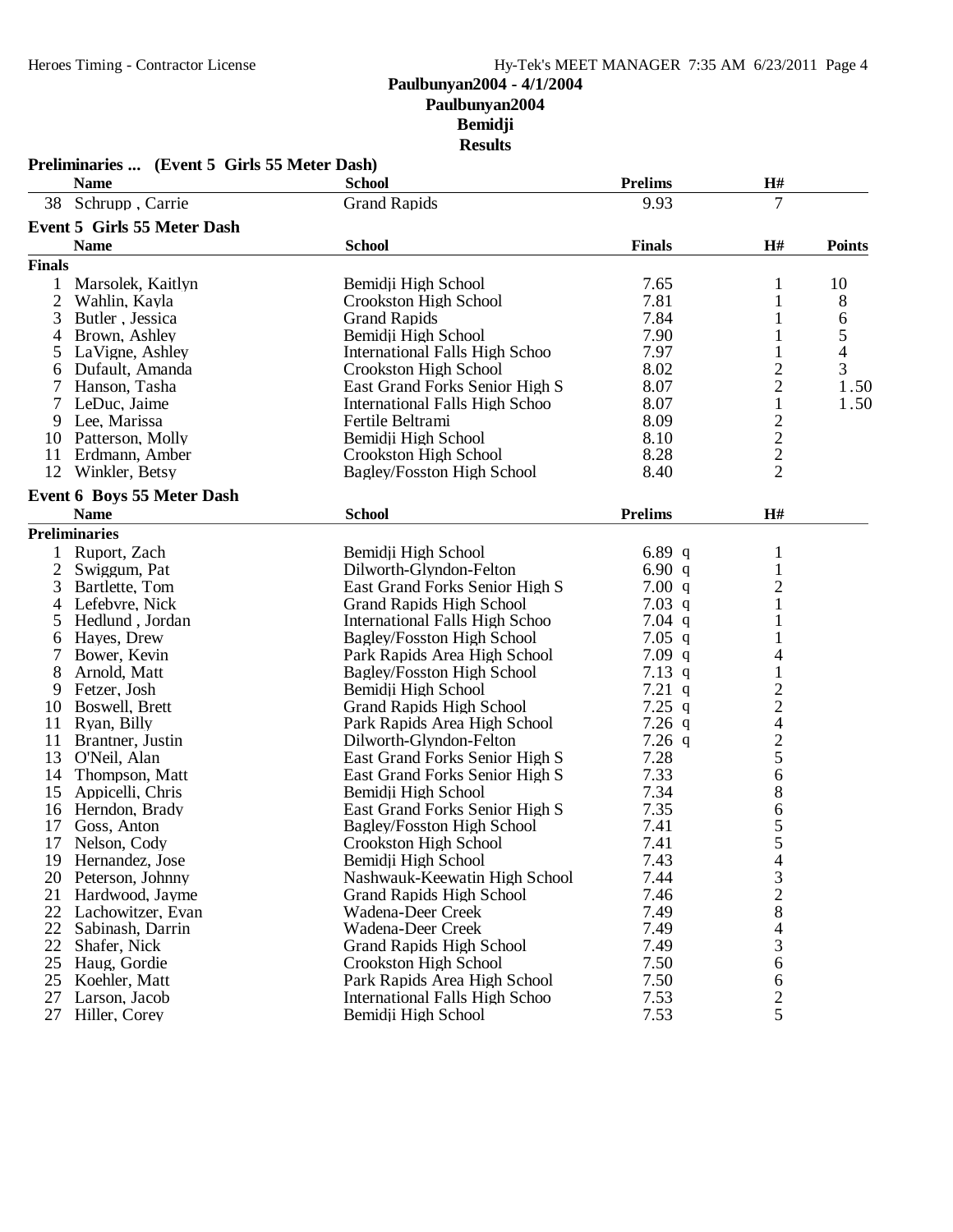# Paulbunyan2004 - 4/1/2004
## Paulbunyan2004
## Bemidji
## Results

### Preliminaries ... (Event 5 Girls 55 Meter Dash)

| | Name | School | Prelims | H# |
|---|---|---|---|---|
| 38 | Schrupp , Carrie | Grand Rapids | 9.93 | 7 |

### Event 5 Girls 55 Meter Dash

| | Name | School | Finals | H# | Points |
|---|---|---|---|---|---|
| **Finals** | | | | | |
| 1 | Marsolek, Kaitlyn | Bemidji High School | 7.65 | 1 | 10 |
| 2 | Wahlin, Kayla | Crookston High School | 7.81 | 1 | 8 |
| 3 | Butler , Jessica | Grand Rapids | 7.84 | 1 | 6 |
| 4 | Brown, Ashley | Bemidji High School | 7.90 | 1 | 5 |
| 5 | LaVigne, Ashley | International Falls High Schoo | 7.97 | 1 | 4 |
| 6 | Dufault, Amanda | Crookston High School | 8.02 | 2 | 3 |
| 7 | Hanson, Tasha | East Grand Forks Senior High S | 8.07 | 2 | 1.50 |
| 7 | LeDuc, Jaime | International Falls High Schoo | 8.07 | 1 | 1.50 |
| 9 | Lee, Marissa | Fertile Beltrami | 8.09 | 2 | |
| 10 | Patterson, Molly | Bemidji High School | 8.10 | 2 | |
| 11 | Erdmann, Amber | Crookston High School | 8.28 | 2 | |
| 12 | Winkler, Betsy | Bagley/Fosston High School | 8.40 | 2 | |

### Event 6 Boys 55 Meter Dash

| | Name | School | Prelims | H# |
|---|---|---|---|---|
| **Preliminaries** | | | | |
| 1 | Ruport, Zach | Bemidji High School | 6.89 q | 1 |
| 2 | Swiggum, Pat | Dilworth-Glyndon-Felton | 6.90 q | 1 |
| 3 | Bartlette, Tom | East Grand Forks Senior High S | 7.00 q | 2 |
| 4 | Lefebvre, Nick | Grand Rapids High School | 7.03 q | 1 |
| 5 | Hedlund , Jordan | International Falls High Schoo | 7.04 q | 1 |
| 6 | Hayes, Drew | Bagley/Fosston High School | 7.05 q | 1 |
| 7 | Bower, Kevin | Park Rapids Area High School | 7.09 q | 4 |
| 8 | Arnold, Matt | Bagley/Fosston High School | 7.13 q | 1 |
| 9 | Fetzer, Josh | Bemidji High School | 7.21 q | 2 |
| 10 | Boswell, Brett | Grand Rapids High School | 7.25 q | 2 |
| 11 | Ryan, Billy | Park Rapids Area High School | 7.26 q | 4 |
| 11 | Brantner, Justin | Dilworth-Glyndon-Felton | 7.26 q | 2 |
| 13 | O'Neil, Alan | East Grand Forks Senior High S | 7.28 | 5 |
| 14 | Thompson, Matt | East Grand Forks Senior High S | 7.33 | 6 |
| 15 | Appicelli, Chris | Bemidji High School | 7.34 | 8 |
| 16 | Herndon, Brady | East Grand Forks Senior High S | 7.35 | 6 |
| 17 | Goss, Anton | Bagley/Fosston High School | 7.41 | 5 |
| 17 | Nelson, Cody | Crookston High School | 7.41 | 5 |
| 19 | Hernandez, Jose | Bemidji High School | 7.43 | 4 |
| 20 | Peterson, Johnny | Nashwauk-Keewatin High School | 7.44 | 3 |
| 21 | Hardwood, Jayme | Grand Rapids High School | 7.46 | 2 |
| 22 | Lachowitzer, Evan | Wadena-Deer Creek | 7.49 | 8 |
| 22 | Sabinash, Darrin | Wadena-Deer Creek | 7.49 | 4 |
| 22 | Shafer, Nick | Grand Rapids High School | 7.49 | 3 |
| 25 | Haug, Gordie | Crookston High School | 7.50 | 6 |
| 25 | Koehler, Matt | Park Rapids Area High School | 7.50 | 6 |
| 27 | Larson, Jacob | International Falls High Schoo | 7.53 | 2 |
| 27 | Hiller, Corey | Bemidji High School | 7.53 | 5 |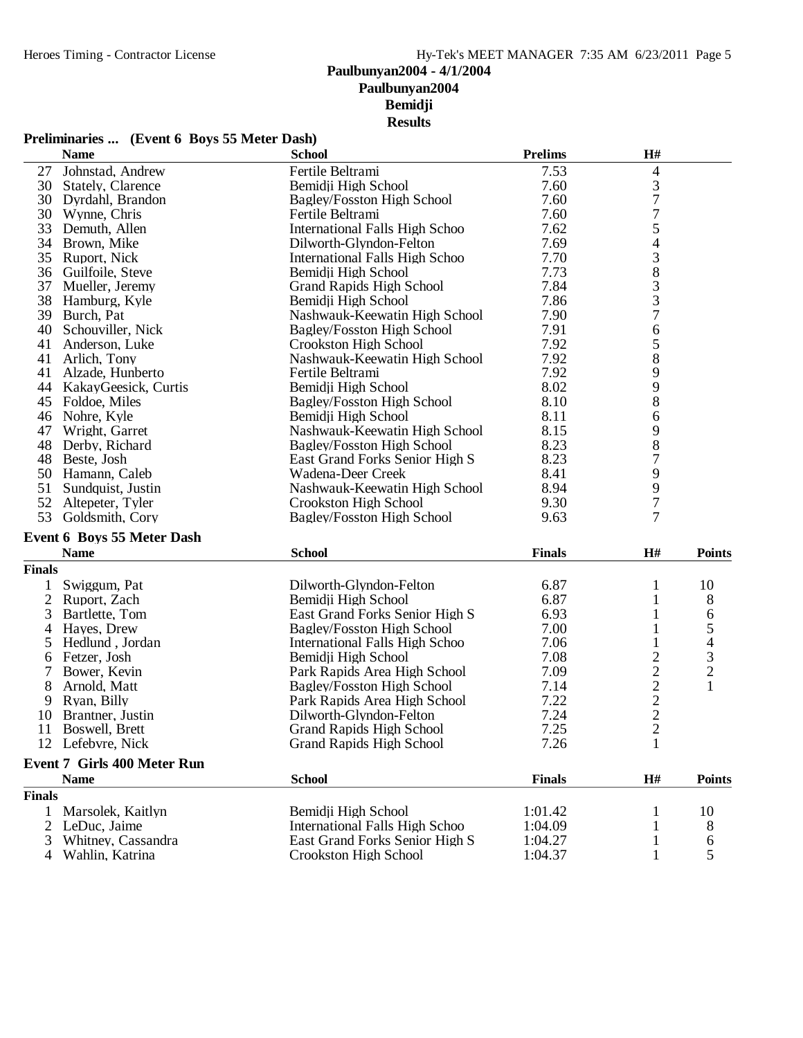# Paulbunyan2004 - 4/1/2004
## Paulbunyan2004
## Bemidji
## Results

### Preliminaries ... (Event 6 Boys 55 Meter Dash)

| | Name | School | Prelims | H# |
|---|---|---|---|---|
| 27 | Johnstad, Andrew | Fertile Beltrami | 7.53 | 4 |
| 30 | Stately, Clarence | Bemidji High School | 7.60 | 3 |
| 30 | Dyrdahl, Brandon | Bagley/Fosston High School | 7.60 | 7 |
| 30 | Wynne, Chris | Fertile Beltrami | 7.60 | 7 |
| 33 | Demuth, Allen | International Falls High Schoo | 7.62 | 5 |
| 34 | Brown, Mike | Dilworth-Glyndon-Felton | 7.69 | 4 |
| 35 | Ruport, Nick | International Falls High Schoo | 7.70 | 3 |
| 36 | Guilfoile, Steve | Bemidji High School | 7.73 | 8 |
| 37 | Mueller, Jeremy | Grand Rapids High School | 7.84 | 3 |
| 38 | Hamburg, Kyle | Bemidji High School | 7.86 | 3 |
| 39 | Burch, Pat | Nashwauk-Keewatin High School | 7.90 | 7 |
| 40 | Schouviller, Nick | Bagley/Fosston High School | 7.91 | 6 |
| 41 | Anderson, Luke | Crookston High School | 7.92 | 5 |
| 41 | Arlich, Tony | Nashwauk-Keewatin High School | 7.92 | 8 |
| 41 | Alzade, Hunberto | Fertile Beltrami | 7.92 | 9 |
| 44 | KakayGeesick, Curtis | Bemidji High School | 8.02 | 9 |
| 45 | Foldoe, Miles | Bagley/Fosston High School | 8.10 | 8 |
| 46 | Nohre, Kyle | Bemidji High School | 8.11 | 6 |
| 47 | Wright, Garret | Nashwauk-Keewatin High School | 8.15 | 9 |
| 48 | Derby, Richard | Bagley/Fosston High School | 8.23 | 8 |
| 48 | Beste, Josh | East Grand Forks Senior High S | 8.23 | 7 |
| 50 | Hamann, Caleb | Wadena-Deer Creek | 8.41 | 9 |
| 51 | Sundquist, Justin | Nashwauk-Keewatin High School | 8.94 | 9 |
| 52 | Altepeter, Tyler | Crookston High School | 9.30 | 7 |
| 53 | Goldsmith, Cory | Bagley/Fosston High School | 9.63 | 7 |

### Event 6 Boys 55 Meter Dash

| | Name | School | Finals | H# | Points |
|---|---|---|---|---|---|
| **Finals** | | | | | |
| 1 | Swiggum, Pat | Dilworth-Glyndon-Felton | 6.87 | 1 | 10 |
| 2 | Ruport, Zach | Bemidji High School | 6.87 | 1 | 8 |
| 3 | Bartlette, Tom | East Grand Forks Senior High S | 6.93 | 1 | 6 |
| 4 | Hayes, Drew | Bagley/Fosston High School | 7.00 | 1 | 5 |
| 5 | Hedlund , Jordan | International Falls High Schoo | 7.06 | 1 | 4 |
| 6 | Fetzer, Josh | Bemidji High School | 7.08 | 2 | 3 |
| 7 | Bower, Kevin | Park Rapids Area High School | 7.09 | 2 | 2 |
| 8 | Arnold, Matt | Bagley/Fosston High School | 7.14 | 2 | 1 |
| 9 | Ryan, Billy | Park Rapids Area High School | 7.22 | 2 | |
| 10 | Brantner, Justin | Dilworth-Glyndon-Felton | 7.24 | 2 | |
| 11 | Boswell, Brett | Grand Rapids High School | 7.25 | 2 | |
| 12 | Lefebvre, Nick | Grand Rapids High School | 7.26 | 1 | |

### Event 7 Girls 400 Meter Run

| | Name | School | Finals | H# | Points |
|---|---|---|---|---|---|
| **Finals** | | | | | |
| 1 | Marsolek, Kaitlyn | Bemidji High School | 1:01.42 | 1 | 10 |
| 2 | LeDuc, Jaime | International Falls High Schoo | 1:04.09 | 1 | 8 |
| 3 | Whitney, Cassandra | East Grand Forks Senior High S | 1:04.27 | 1 | 6 |
| 4 | Wahlin, Katrina | Crookston High School | 1:04.37 | 1 | 5 |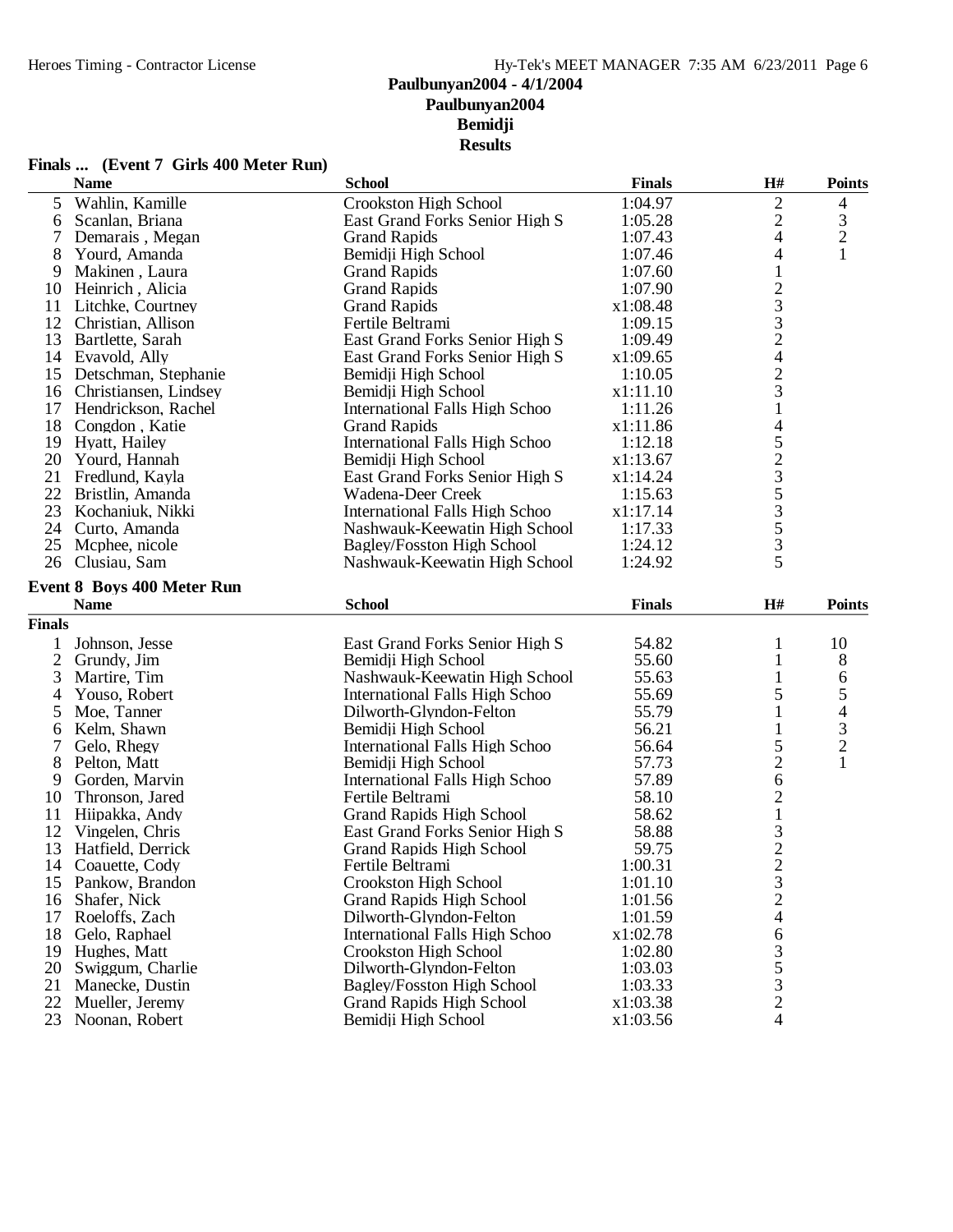# Paulbunyan2004 - 4/1/2004

## Paulbunyan2004

## Bemidji

## Results

### Finals ... (Event 7 Girls 400 Meter Run)

| | Name | School | Finals | H# | Points |
|---|---|---|---|---|---|
| 5 | Wahlin, Kamille | Crookston High School | 1:04.97 | 2 | 4 |
| 6 | Scanlan, Briana | East Grand Forks Senior High S | 1:05.28 | 2 | 3 |
| 7 | Demarais , Megan | Grand Rapids | 1:07.43 | 4 | 2 |
| 8 | Yourd, Amanda | Bemidji High School | 1:07.46 | 4 | 1 |
| 9 | Makinen , Laura | Grand Rapids | 1:07.60 | 1 | |
| 10 | Heinrich , Alicia | Grand Rapids | 1:07.90 | 2 | |
| 11 | Litchke, Courtney | Grand Rapids | x1:08.48 | 3 | |
| 12 | Christian, Allison | Fertile Beltrami | 1:09.15 | 3 | |
| 13 | Bartlette, Sarah | East Grand Forks Senior High S | 1:09.49 | 2 | |
| 14 | Evavold, Ally | East Grand Forks Senior High S | x1:09.65 | 4 | |
| 15 | Detschman, Stephanie | Bemidji High School | 1:10.05 | 2 | |
| 16 | Christiansen, Lindsey | Bemidji High School | x1:11.10 | 3 | |
| 17 | Hendrickson, Rachel | International Falls High Schoo | 1:11.26 | 1 | |
| 18 | Congdon , Katie | Grand Rapids | x1:11.86 | 4 | |
| 19 | Hyatt, Hailey | International Falls High Schoo | 1:12.18 | 5 | |
| 20 | Yourd, Hannah | Bemidji High School | x1:13.67 | 2 | |
| 21 | Fredlund, Kayla | East Grand Forks Senior High S | x1:14.24 | 3 | |
| 22 | Bristlin, Amanda | Wadena-Deer Creek | 1:15.63 | 5 | |
| 23 | Kochaniuk, Nikki | International Falls High Schoo | x1:17.14 | 3 | |
| 24 | Curto, Amanda | Nashwauk-Keewatin High School | 1:17.33 | 5 | |
| 25 | Mcphee, nicole | Bagley/Fosston High School | 1:24.12 | 3 | |
| 26 | Clusiau, Sam | Nashwauk-Keewatin High School | 1:24.92 | 5 | |

### Event 8 Boys 400 Meter Run

| | Name | School | Finals | H# | Points |
|---|---|---|---|---|---|
| **Finals** | | | | | |
| 1 | Johnson, Jesse | East Grand Forks Senior High S | 54.82 | 1 | 10 |
| 2 | Grundy, Jim | Bemidji High School | 55.60 | 1 | 8 |
| 3 | Martire, Tim | Nashwauk-Keewatin High School | 55.63 | 1 | 6 |
| 4 | Youso, Robert | International Falls High Schoo | 55.69 | 5 | 5 |
| 5 | Moe, Tanner | Dilworth-Glyndon-Felton | 55.79 | 1 | 4 |
| 6 | Kelm, Shawn | Bemidji High School | 56.21 | 1 | 3 |
| 7 | Gelo, Rhegy | International Falls High Schoo | 56.64 | 5 | 2 |
| 8 | Pelton, Matt | Bemidji High School | 57.73 | 2 | 1 |
| 9 | Gorden, Marvin | International Falls High Schoo | 57.89 | 6 | |
| 10 | Thronson, Jared | Fertile Beltrami | 58.10 | 2 | |
| 11 | Hiipakka, Andy | Grand Rapids High School | 58.62 | 1 | |
| 12 | Vingelen, Chris | East Grand Forks Senior High S | 58.88 | 3 | |
| 13 | Hatfield, Derrick | Grand Rapids High School | 59.75 | 2 | |
| 14 | Coauette, Cody | Fertile Beltrami | 1:00.31 | 2 | |
| 15 | Pankow, Brandon | Crookston High School | 1:01.10 | 3 | |
| 16 | Shafer, Nick | Grand Rapids High School | 1:01.56 | 2 | |
| 17 | Roeloffs, Zach | Dilworth-Glyndon-Felton | 1:01.59 | 4 | |
| 18 | Gelo, Raphael | International Falls High Schoo | x1:02.78 | 6 | |
| 19 | Hughes, Matt | Crookston High School | 1:02.80 | 3 | |
| 20 | Swiggum, Charlie | Dilworth-Glyndon-Felton | 1:03.03 | 5 | |
| 21 | Manecke, Dustin | Bagley/Fosston High School | 1:03.33 | 3 | |
| 22 | Mueller, Jeremy | Grand Rapids High School | x1:03.38 | 2 | |
| 23 | Noonan, Robert | Bemidji High School | x1:03.56 | 4 | |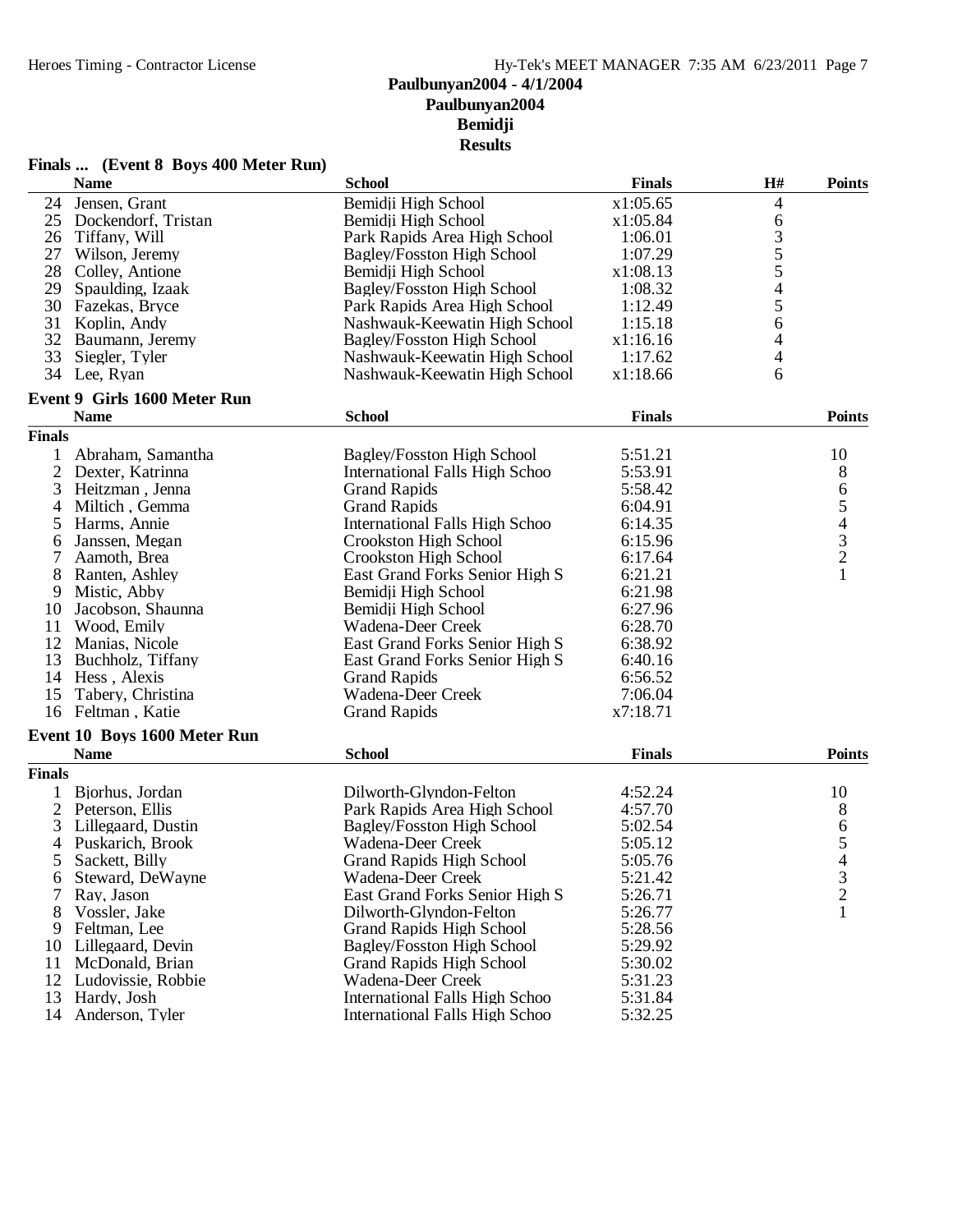# Paulbunyan2004 - 4/1/2004
## Paulbunyan2004
## Bemidji
## Results

### Finals ... (Event 8 Boys 400 Meter Run)

| | Name | School | Finals | H# | Points |
|---|---|---|---|---|---|
| 24 | Jensen, Grant | Bemidji High School | x1:05.65 | 4 | |
| 25 | Dockendorf, Tristan | Bemidji High School | x1:05.84 | 6 | |
| 26 | Tiffany, Will | Park Rapids Area High School | 1:06.01 | 3 | |
| 27 | Wilson, Jeremy | Bagley/Fosston High School | 1:07.29 | 5 | |
| 28 | Colley, Antione | Bemidji High School | x1:08.13 | 5 | |
| 29 | Spaulding, Izaak | Bagley/Fosston High School | 1:08.32 | 4 | |
| 30 | Fazekas, Bryce | Park Rapids Area High School | 1:12.49 | 5 | |
| 31 | Koplin, Andy | Nashwauk-Keewatin High School | 1:15.18 | 6 | |
| 32 | Baumann, Jeremy | Bagley/Fosston High School | x1:16.16 | 4 | |
| 33 | Siegler, Tyler | Nashwauk-Keewatin High School | 1:17.62 | 4 | |
| 34 | Lee, Ryan | Nashwauk-Keewatin High School | x1:18.66 | 6 | |

### Event 9 Girls 1600 Meter Run

**Finals**

| | Name | School | Finals | Points |
|---|---|---|---|---|
| 1 | Abraham, Samantha | Bagley/Fosston High School | 5:51.21 | 10 |
| 2 | Dexter, Katrinna | International Falls High Schoo | 5:53.91 | 8 |
| 3 | Heitzman , Jenna | Grand Rapids | 5:58.42 | 6 |
| 4 | Miltich , Gemma | Grand Rapids | 6:04.91 | 5 |
| 5 | Harms, Annie | International Falls High Schoo | 6:14.35 | 4 |
| 6 | Janssen, Megan | Crookston High School | 6:15.96 | 3 |
| 7 | Aamoth, Brea | Crookston High School | 6:17.64 | 2 |
| 8 | Ranten, Ashley | East Grand Forks Senior High S | 6:21.21 | 1 |
| 9 | Mistic, Abby | Bemidji High School | 6:21.98 | |
| 10 | Jacobson, Shaunna | Bemidji High School | 6:27.96 | |
| 11 | Wood, Emily | Wadena-Deer Creek | 6:28.70 | |
| 12 | Manias, Nicole | East Grand Forks Senior High S | 6:38.92 | |
| 13 | Buchholz, Tiffany | East Grand Forks Senior High S | 6:40.16 | |
| 14 | Hess , Alexis | Grand Rapids | 6:56.52 | |
| 15 | Tabery, Christina | Wadena-Deer Creek | 7:06.04 | |
| 16 | Feltman , Katie | Grand Rapids | x7:18.71 | |

### Event 10 Boys 1600 Meter Run

**Finals**

| | Name | School | Finals | Points |
|---|---|---|---|---|
| 1 | Bjorhus, Jordan | Dilworth-Glyndon-Felton | 4:52.24 | 10 |
| 2 | Peterson, Ellis | Park Rapids Area High School | 4:57.70 | 8 |
| 3 | Lillegaard, Dustin | Bagley/Fosston High School | 5:02.54 | 6 |
| 4 | Puskarich, Brook | Wadena-Deer Creek | 5:05.12 | 5 |
| 5 | Sackett, Billy | Grand Rapids High School | 5:05.76 | 4 |
| 6 | Steward, DeWayne | Wadena-Deer Creek | 5:21.42 | 3 |
| 7 | Ray, Jason | East Grand Forks Senior High S | 5:26.71 | 2 |
| 8 | Vossler, Jake | Dilworth-Glyndon-Felton | 5:26.77 | 1 |
| 9 | Feltman, Lee | Grand Rapids High School | 5:28.56 | |
| 10 | Lillegaard, Devin | Bagley/Fosston High School | 5:29.92 | |
| 11 | McDonald, Brian | Grand Rapids High School | 5:30.02 | |
| 12 | Ludovissie, Robbie | Wadena-Deer Creek | 5:31.23 | |
| 13 | Hardy, Josh | International Falls High Schoo | 5:31.84 | |
| 14 | Anderson, Tyler | International Falls High Schoo | 5:32.25 | |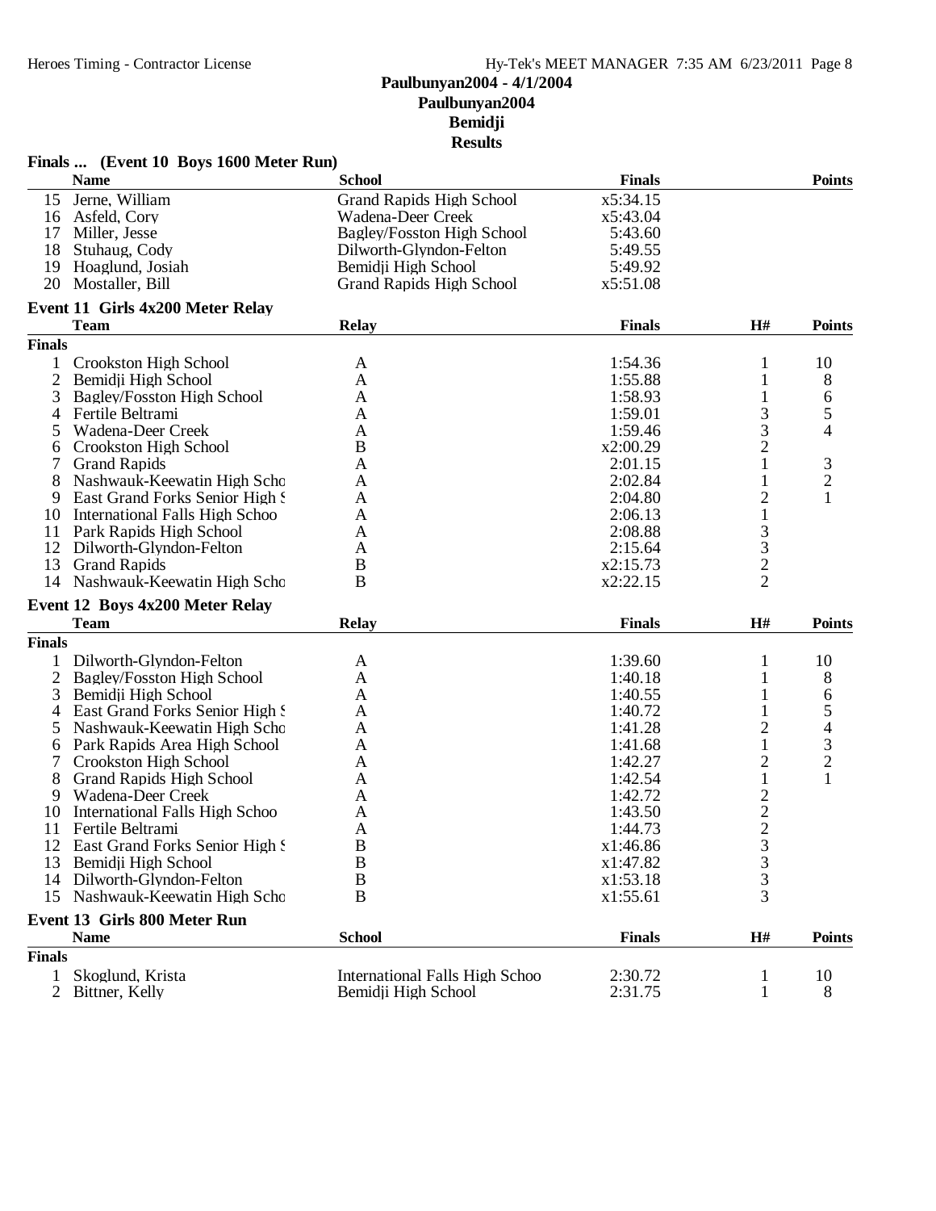## Paulbunyan2004 - 4/1/2004
## Paulbunyan2004
## Bemidji
## Results

### Finals ... (Event 10 Boys 1600 Meter Run)

| | Name | School | Finals | | Points |
|---|---|---|---|---|---|
| 15 | Jerne, William | Grand Rapids High School | x5:34.15 | | |
| 16 | Asfeld, Cory | Wadena-Deer Creek | x5:43.04 | | |
| 17 | Miller, Jesse | Bagley/Fosston High School | 5:43.60 | | |
| 18 | Stuhaug, Cody | Dilworth-Glyndon-Felton | 5:49.55 | | |
| 19 | Hoaglund, Josiah | Bemidji High School | 5:49.92 | | |
| 20 | Mostaller, Bill | Grand Rapids High School | x5:51.08 | | |

### Event 11 Girls 4x200 Meter Relay

| | Team | Relay | Finals | H# | Points |
|---|---|---|---|---|---|
| **Finals** | | | | | |
| 1 | Crookston High School | A | 1:54.36 | 1 | 10 |
| 2 | Bemidji High School | A | 1:55.88 | 1 | 8 |
| 3 | Bagley/Fosston High School | A | 1:58.93 | 1 | 6 |
| 4 | Fertile Beltrami | A | 1:59.01 | 3 | 5 |
| 5 | Wadena-Deer Creek | A | 1:59.46 | 3 | 4 |
| 6 | Crookston High School | B | x2:00.29 | 2 | |
| 7 | Grand Rapids | A | 2:01.15 | 1 | 3 |
| 8 | Nashwauk-Keewatin High Scho | A | 2:02.84 | 1 | 2 |
| 9 | East Grand Forks Senior High S | A | 2:04.80 | 2 | 1 |
| 10 | International Falls High Schoo | A | 2:06.13 | 1 | |
| 11 | Park Rapids High School | A | 2:08.88 | 3 | |
| 12 | Dilworth-Glyndon-Felton | A | 2:15.64 | 3 | |
| 13 | Grand Rapids | B | x2:15.73 | 2 | |
| 14 | Nashwauk-Keewatin High Scho | B | x2:22.15 | 2 | |

### Event 12 Boys 4x200 Meter Relay

| | Team | Relay | Finals | H# | Points |
|---|---|---|---|---|---|
| **Finals** | | | | | |
| 1 | Dilworth-Glyndon-Felton | A | 1:39.60 | 1 | 10 |
| 2 | Bagley/Fosston High School | A | 1:40.18 | 1 | 8 |
| 3 | Bemidji High School | A | 1:40.55 | 1 | 6 |
| 4 | East Grand Forks Senior High S | A | 1:40.72 | 1 | 5 |
| 5 | Nashwauk-Keewatin High Scho | A | 1:41.28 | 2 | 4 |
| 6 | Park Rapids Area High School | A | 1:41.68 | 1 | 3 |
| 7 | Crookston High School | A | 1:42.27 | 2 | 2 |
| 8 | Grand Rapids High School | A | 1:42.54 | 1 | 1 |
| 9 | Wadena-Deer Creek | A | 1:42.72 | 2 | |
| 10 | International Falls High Schoo | A | 1:43.50 | 2 | |
| 11 | Fertile Beltrami | A | 1:44.73 | 2 | |
| 12 | East Grand Forks Senior High S | B | x1:46.86 | 3 | |
| 13 | Bemidji High School | B | x1:47.82 | 3 | |
| 14 | Dilworth-Glyndon-Felton | B | x1:53.18 | 3 | |
| 15 | Nashwauk-Keewatin High Scho | B | x1:55.61 | 3 | |

### Event 13 Girls 800 Meter Run

| | Name | School | Finals | H# | Points |
|---|---|---|---|---|---|
| **Finals** | | | | | |
| 1 | Skoglund, Krista | International Falls High Schoo | 2:30.72 | 1 | 10 |
| 2 | Bittner, Kelly | Bemidji High School | 2:31.75 | 1 | 8 |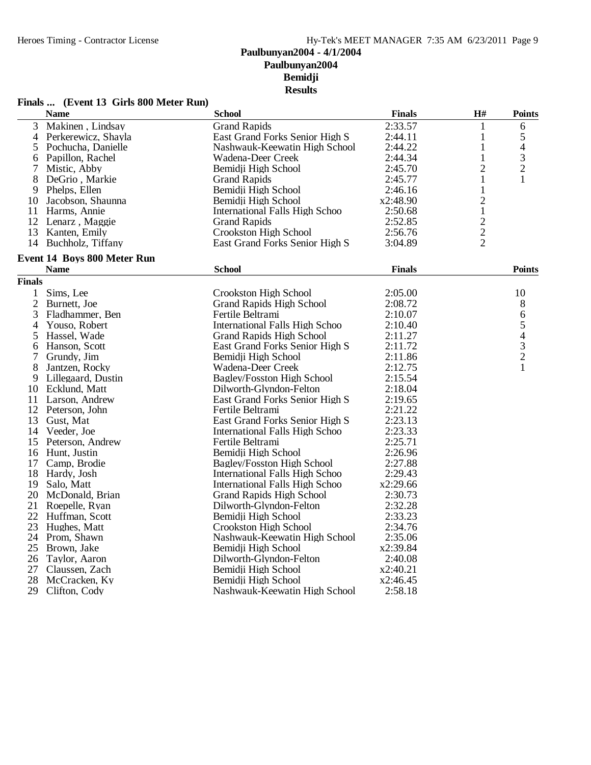# Paulbunyan2004 - 4/1/2004
## Paulbunyan2004
## Bemidji
## Results

### Finals ... (Event 13 Girls 800 Meter Run)

| | Name | School | Finals | H# | Points |
|---|---|---|---|---|---|
| 3 | Makinen , Lindsay | Grand Rapids | 2:33.57 | 1 | 6 |
| 4 | Perkerewicz, Shayla | East Grand Forks Senior High S | 2:44.11 | 1 | 5 |
| 5 | Pochucha, Danielle | Nashwauk-Keewatin High School | 2:44.22 | 1 | 4 |
| 6 | Papillon, Rachel | Wadena-Deer Creek | 2:44.34 | 1 | 3 |
| 7 | Mistic, Abby | Bemidji High School | 2:45.70 | 2 | 2 |
| 8 | DeGrio , Markie | Grand Rapids | 2:45.77 | 1 | 1 |
| 9 | Phelps, Ellen | Bemidji High School | 2:46.16 | 1 | |
| 10 | Jacobson, Shaunna | Bemidji High School | x2:48.90 | 2 | |
| 11 | Harms, Annie | International Falls High Schoo | 2:50.68 | 1 | |
| 12 | Lenarz , Maggie | Grand Rapids | 2:52.85 | 2 | |
| 13 | Kanten, Emily | Crookston High School | 2:56.76 | 2 | |
| 14 | Buchholz, Tiffany | East Grand Forks Senior High S | 3:04.89 | 2 | |

### Event 14 Boys 800 Meter Run

| | Name | School | Finals | Points |
|---|---|---|---|---|
| **Finals** | | | | |
| 1 | Sims, Lee | Crookston High School | 2:05.00 | 10 |
| 2 | Burnett, Joe | Grand Rapids High School | 2:08.72 | 8 |
| 3 | Fladhammer, Ben | Fertile Beltrami | 2:10.07 | 6 |
| 4 | Youso, Robert | International Falls High Schoo | 2:10.40 | 5 |
| 5 | Hassel, Wade | Grand Rapids High School | 2:11.27 | 4 |
| 6 | Hanson, Scott | East Grand Forks Senior High S | 2:11.72 | 3 |
| 7 | Grundy, Jim | Bemidji High School | 2:11.86 | 2 |
| 8 | Jantzen, Rocky | Wadena-Deer Creek | 2:12.75 | 1 |
| 9 | Lillegaard, Dustin | Bagley/Fosston High School | 2:15.54 | |
| 10 | Ecklund, Matt | Dilworth-Glyndon-Felton | 2:18.04 | |
| 11 | Larson, Andrew | East Grand Forks Senior High S | 2:19.65 | |
| 12 | Peterson, John | Fertile Beltrami | 2:21.22 | |
| 13 | Gust, Mat | East Grand Forks Senior High S | 2:23.13 | |
| 14 | Veeder, Joe | International Falls High Schoo | 2:23.33 | |
| 15 | Peterson, Andrew | Fertile Beltrami | 2:25.71 | |
| 16 | Hunt, Justin | Bemidji High School | 2:26.96 | |
| 17 | Camp, Brodie | Bagley/Fosston High School | 2:27.88 | |
| 18 | Hardy, Josh | International Falls High Schoo | 2:29.43 | |
| 19 | Salo, Matt | International Falls High Schoo | x2:29.66 | |
| 20 | McDonald, Brian | Grand Rapids High School | 2:30.73 | |
| 21 | Roepelle, Ryan | Dilworth-Glyndon-Felton | 2:32.28 | |
| 22 | Huffman, Scott | Bemidji High School | 2:33.23 | |
| 23 | Hughes, Matt | Crookston High School | 2:34.76 | |
| 24 | Prom, Shawn | Nashwauk-Keewatin High School | 2:35.06 | |
| 25 | Brown, Jake | Bemidji High School | x2:39.84 | |
| 26 | Taylor, Aaron | Dilworth-Glyndon-Felton | 2:40.08 | |
| 27 | Claussen, Zach | Bemidji High School | x2:40.21 | |
| 28 | McCracken, Ky | Bemidji High School | x2:46.45 | |
| 29 | Clifton, Cody | Nashwauk-Keewatin High School | 2:58.18 | |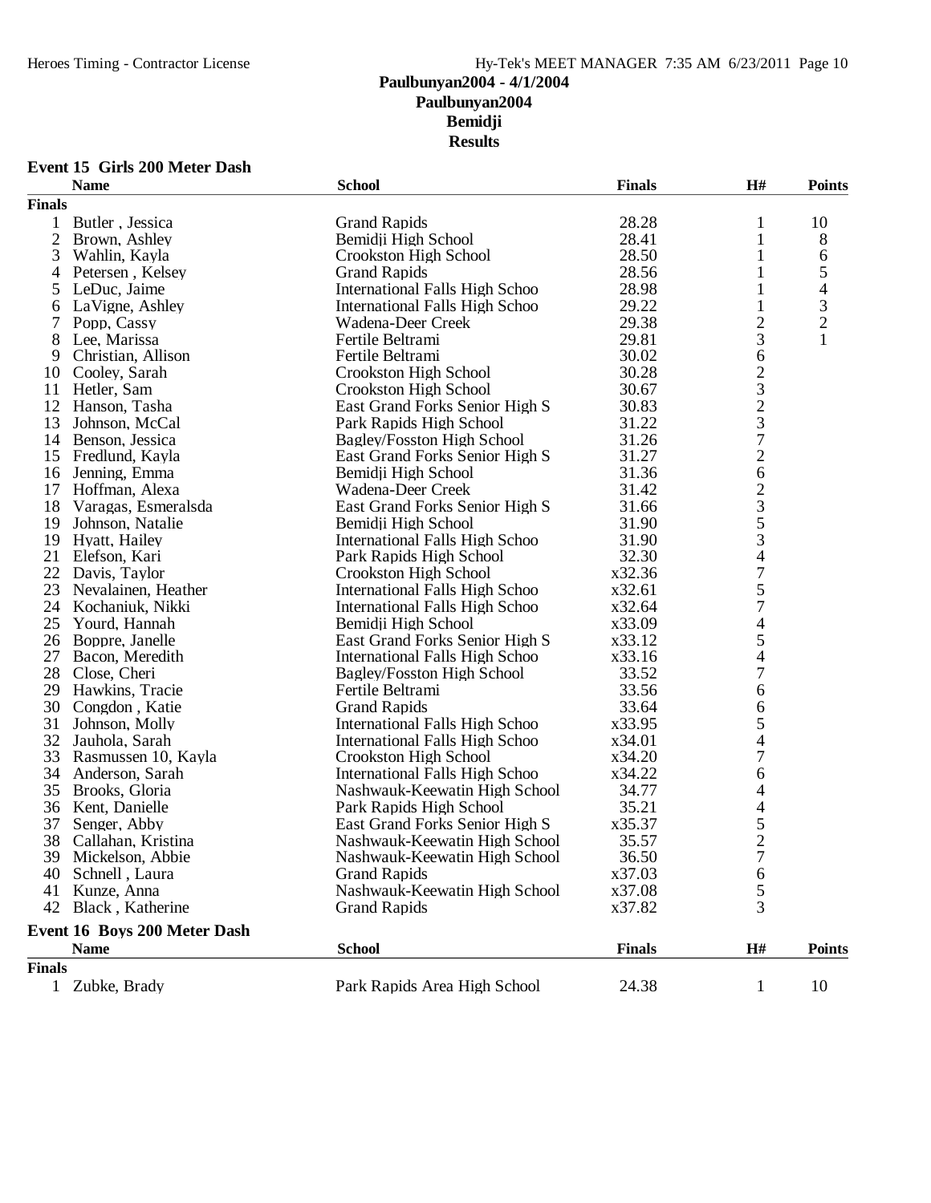# Paulbunyan2004 - 4/1/2004
## Paulbunyan2004
## Bemidji
## Results

### Event 15 Girls 200 Meter Dash

| | Name | School | Finals | H# | Points |
|---|---|---|---|---|---|
| **Finals** | | | | | |
| 1 | Butler , Jessica | Grand Rapids | 28.28 | 1 | 10 |
| 2 | Brown, Ashley | Bemidji High School | 28.41 | 1 | 8 |
| 3 | Wahlin, Kayla | Crookston High School | 28.50 | 1 | 6 |
| 4 | Petersen , Kelsey | Grand Rapids | 28.56 | 1 | 5 |
| 5 | LeDuc, Jaime | International Falls High Schoo | 28.98 | 1 | 4 |
| 6 | LaVigne, Ashley | International Falls High Schoo | 29.22 | 1 | 3 |
| 7 | Popp, Cassy | Wadena-Deer Creek | 29.38 | 2 | 2 |
| 8 | Lee, Marissa | Fertile Beltrami | 29.81 | 3 | 1 |
| 9 | Christian, Allison | Fertile Beltrami | 30.02 | 6 | |
| 10 | Cooley, Sarah | Crookston High School | 30.28 | 2 | |
| 11 | Hetler, Sam | Crookston High School | 30.67 | 3 | |
| 12 | Hanson, Tasha | East Grand Forks Senior High S | 30.83 | 2 | |
| 13 | Johnson, McCal | Park Rapids High School | 31.22 | 3 | |
| 14 | Benson, Jessica | Bagley/Fosston High School | 31.26 | 7 | |
| 15 | Fredlund, Kayla | East Grand Forks Senior High S | 31.27 | 2 | |
| 16 | Jenning, Emma | Bemidji High School | 31.36 | 6 | |
| 17 | Hoffman, Alexa | Wadena-Deer Creek | 31.42 | 2 | |
| 18 | Varagas, Esmeralsda | East Grand Forks Senior High S | 31.66 | 3 | |
| 19 | Johnson, Natalie | Bemidji High School | 31.90 | 5 | |
| 19 | Hyatt, Hailey | International Falls High Schoo | 31.90 | 3 | |
| 21 | Elefson, Kari | Park Rapids High School | 32.30 | 4 | |
| 22 | Davis, Taylor | Crookston High School | x32.36 | 7 | |
| 23 | Nevalainen, Heather | International Falls High Schoo | x32.61 | 5 | |
| 24 | Kochaniuk, Nikki | International Falls High Schoo | x32.64 | 7 | |
| 25 | Yourd, Hannah | Bemidji High School | x33.09 | 4 | |
| 26 | Boppre, Janelle | East Grand Forks Senior High S | x33.12 | 5 | |
| 27 | Bacon, Meredith | International Falls High Schoo | x33.16 | 4 | |
| 28 | Close, Cheri | Bagley/Fosston High School | 33.52 | 7 | |
| 29 | Hawkins, Tracie | Fertile Beltrami | 33.56 | 6 | |
| 30 | Congdon , Katie | Grand Rapids | 33.64 | 6 | |
| 31 | Johnson, Molly | International Falls High Schoo | x33.95 | 5 | |
| 32 | Jauhola, Sarah | International Falls High Schoo | x34.01 | 4 | |
| 33 | Rasmussen 10, Kayla | Crookston High School | x34.20 | 7 | |
| 34 | Anderson, Sarah | International Falls High Schoo | x34.22 | 6 | |
| 35 | Brooks, Gloria | Nashwauk-Keewatin High School | 34.77 | 4 | |
| 36 | Kent, Danielle | Park Rapids High School | 35.21 | 4 | |
| 37 | Senger, Abby | East Grand Forks Senior High S | x35.37 | 5 | |
| 38 | Callahan, Kristina | Nashwauk-Keewatin High School | 35.57 | 2 | |
| 39 | Mickelson, Abbie | Nashwauk-Keewatin High School | 36.50 | 7 | |
| 40 | Schnell , Laura | Grand Rapids | x37.03 | 6 | |
| 41 | Kunze, Anna | Nashwauk-Keewatin High School | x37.08 | 5 | |
| 42 | Black , Katherine | Grand Rapids | x37.82 | 3 | |

### Event 16 Boys 200 Meter Dash

| | Name | School | Finals | H# | Points |
|---|---|---|---|---|---|
| **Finals** | | | | | |
| 1 | Zubke, Brady | Park Rapids Area High School | 24.38 | 1 | 10 |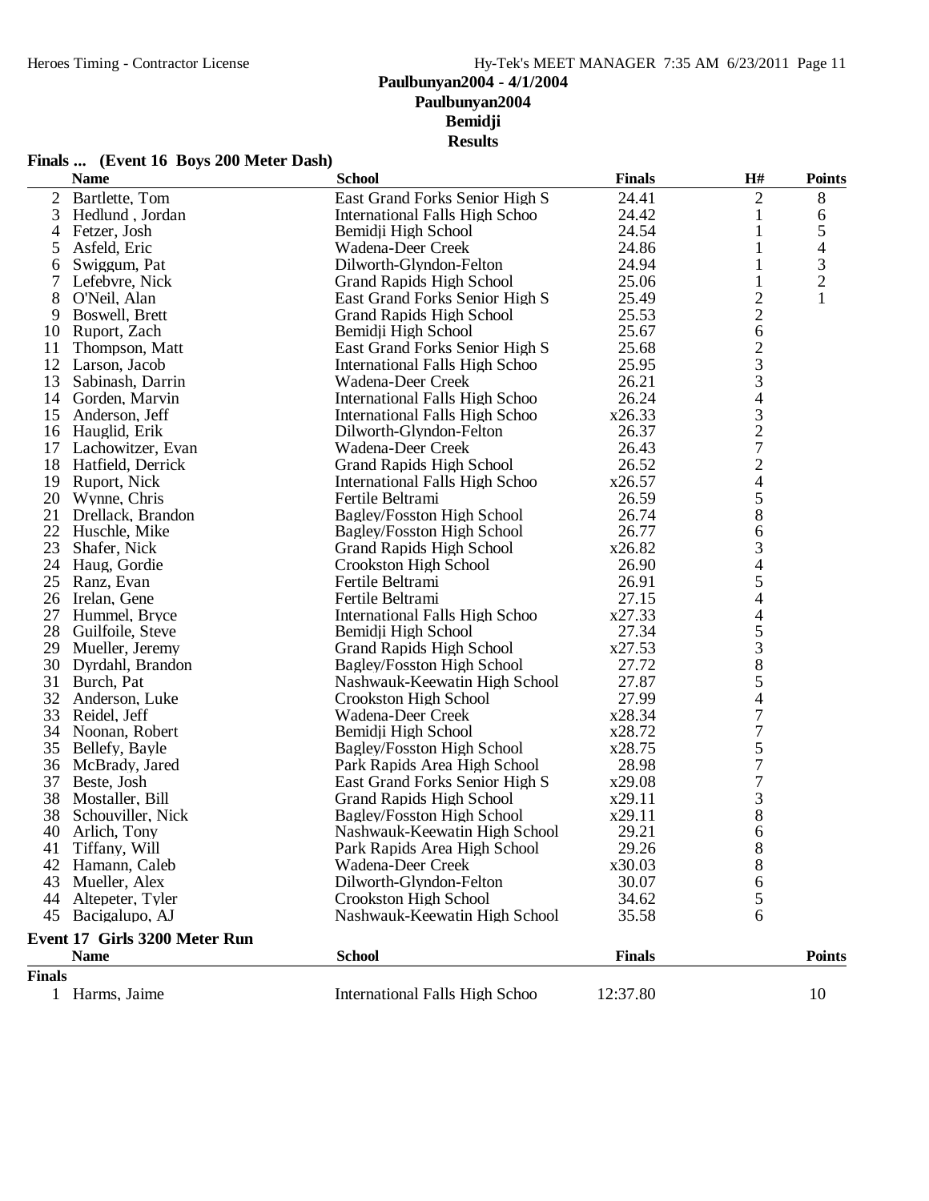# Paulbunyan2004 - 4/1/2004

## Paulbunyan2004

## Bemidji

## Results

### Finals ... (Event 16 Boys 200 Meter Dash)

| | Name | School | Finals | H# | Points |
|---|---|---|---|---|---|
| 2 | Bartlette, Tom | East Grand Forks Senior High S | 24.41 | 2 | 8 |
| 3 | Hedlund , Jordan | International Falls High Schoo | 24.42 | 1 | 6 |
| 4 | Fetzer, Josh | Bemidji High School | 24.54 | 1 | 5 |
| 5 | Asfeld, Eric | Wadena-Deer Creek | 24.86 | 1 | 4 |
| 6 | Swiggum, Pat | Dilworth-Glyndon-Felton | 24.94 | 1 | 3 |
| 7 | Lefebvre, Nick | Grand Rapids High School | 25.06 | 1 | 2 |
| 8 | O'Neil, Alan | East Grand Forks Senior High S | 25.49 | 2 | 1 |
| 9 | Boswell, Brett | Grand Rapids High School | 25.53 | 2 | |
| 10 | Ruport, Zach | Bemidji High School | 25.67 | 6 | |
| 11 | Thompson, Matt | East Grand Forks Senior High S | 25.68 | 2 | |
| 12 | Larson, Jacob | International Falls High Schoo | 25.95 | 3 | |
| 13 | Sabinash, Darrin | Wadena-Deer Creek | 26.21 | 3 | |
| 14 | Gorden, Marvin | International Falls High Schoo | 26.24 | 4 | |
| 15 | Anderson, Jeff | International Falls High Schoo | x26.33 | 3 | |
| 16 | Hauglid, Erik | Dilworth-Glyndon-Felton | 26.37 | 2 | |
| 17 | Lachowitzer, Evan | Wadena-Deer Creek | 26.43 | 7 | |
| 18 | Hatfield, Derrick | Grand Rapids High School | 26.52 | 2 | |
| 19 | Ruport, Nick | International Falls High Schoo | x26.57 | 4 | |
| 20 | Wynne, Chris | Fertile Beltrami | 26.59 | 5 | |
| 21 | Drellack, Brandon | Bagley/Fosston High School | 26.74 | 8 | |
| 22 | Huschle, Mike | Bagley/Fosston High School | 26.77 | 6 | |
| 23 | Shafer, Nick | Grand Rapids High School | x26.82 | 3 | |
| 24 | Haug, Gordie | Crookston High School | 26.90 | 4 | |
| 25 | Ranz, Evan | Fertile Beltrami | 26.91 | 5 | |
| 26 | Irelan, Gene | Fertile Beltrami | 27.15 | 4 | |
| 27 | Hummel, Bryce | International Falls High Schoo | x27.33 | 4 | |
| 28 | Guilfoile, Steve | Bemidji High School | 27.34 | 5 | |
| 29 | Mueller, Jeremy | Grand Rapids High School | x27.53 | 3 | |
| 30 | Dyrdahl, Brandon | Bagley/Fosston High School | 27.72 | 8 | |
| 31 | Burch, Pat | Nashwauk-Keewatin High School | 27.87 | 5 | |
| 32 | Anderson, Luke | Crookston High School | 27.99 | 4 | |
| 33 | Reidel, Jeff | Wadena-Deer Creek | x28.34 | 7 | |
| 34 | Noonan, Robert | Bemidji High School | x28.72 | 7 | |
| 35 | Bellefy, Bayle | Bagley/Fosston High School | x28.75 | 5 | |
| 36 | McBrady, Jared | Park Rapids Area High School | 28.98 | 7 | |
| 37 | Beste, Josh | East Grand Forks Senior High S | x29.08 | 7 | |
| 38 | Mostaller, Bill | Grand Rapids High School | x29.11 | 3 | |
| 38 | Schouviller, Nick | Bagley/Fosston High School | x29.11 | 8 | |
| 40 | Arlich, Tony | Nashwauk-Keewatin High School | 29.21 | 6 | |
| 41 | Tiffany, Will | Park Rapids Area High School | 29.26 | 8 | |
| 42 | Hamann, Caleb | Wadena-Deer Creek | x30.03 | 8 | |
| 43 | Mueller, Alex | Dilworth-Glyndon-Felton | 30.07 | 6 | |
| 44 | Altepeter, Tyler | Crookston High School | 34.62 | 5 | |
| 45 | Bacigalupo, AJ | Nashwauk-Keewatin High School | 35.58 | 6 | |

### Event 17 Girls 3200 Meter Run

| | Name | School | Finals | Points |
|---|---|---|---|---|
| **Finals** | | | | |
| 1 | Harms, Jaime | International Falls High Schoo | 12:37.80 | 10 |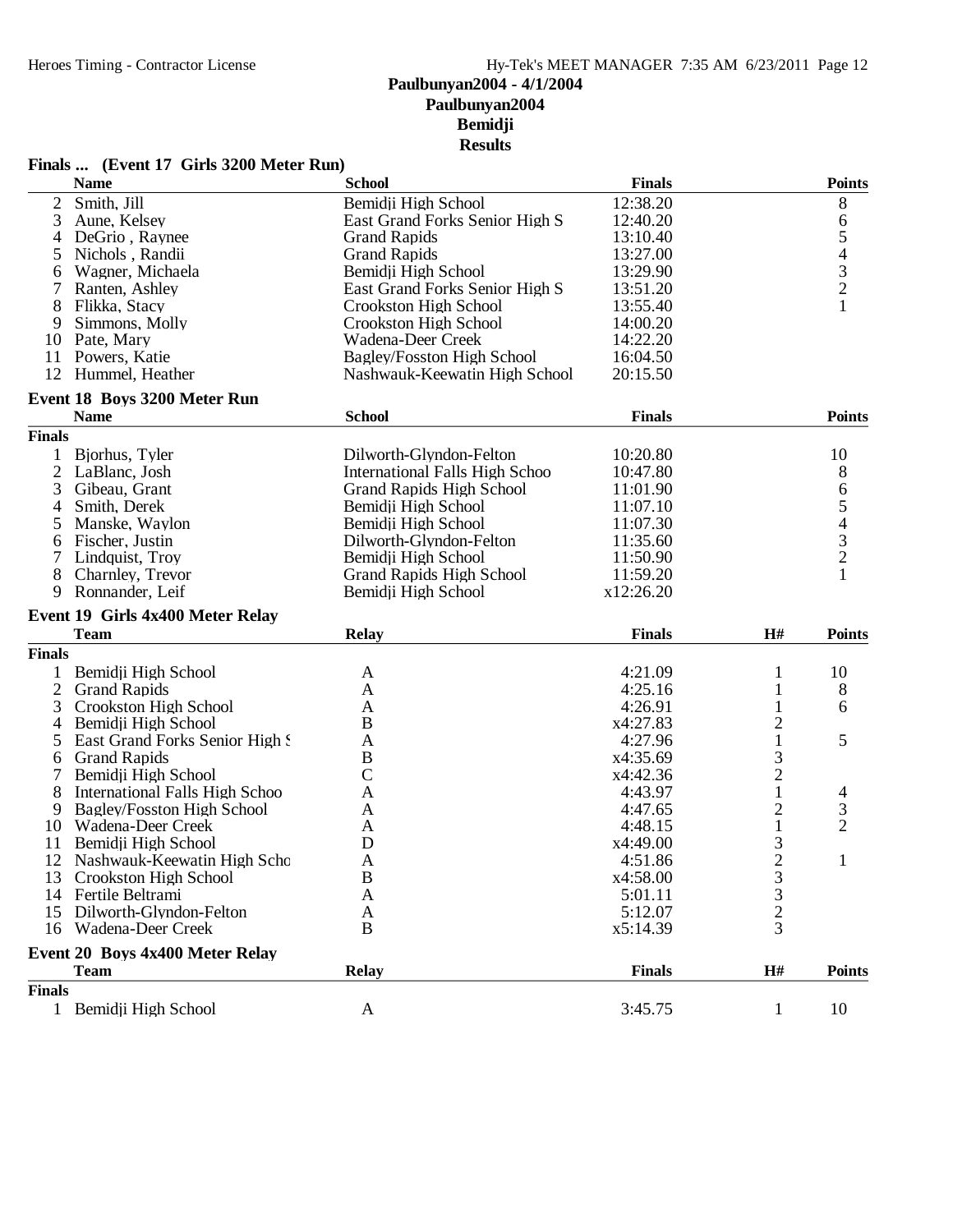# Paulbunyan2004 - 4/1/2004
## Paulbunyan2004
## Bemidji
## Results

### Finals ... (Event 17 Girls 3200 Meter Run)

| | Name | School | Finals | Points |
|---|---|---|---|---|
| 2 | Smith, Jill | Bemidji High School | 12:38.20 | 8 |
| 3 | Aune, Kelsey | East Grand Forks Senior High S | 12:40.20 | 6 |
| 4 | DeGrio , Raynee | Grand Rapids | 13:10.40 | 5 |
| 5 | Nichols , Randii | Grand Rapids | 13:27.00 | 4 |
| 6 | Wagner, Michaela | Bemidji High School | 13:29.90 | 3 |
| 7 | Ranten, Ashley | East Grand Forks Senior High S | 13:51.20 | 2 |
| 8 | Flikka, Stacy | Crookston High School | 13:55.40 | 1 |
| 9 | Simmons, Molly | Crookston High School | 14:00.20 | |
| 10 | Pate, Mary | Wadena-Deer Creek | 14:22.20 | |
| 11 | Powers, Katie | Bagley/Fosston High School | 16:04.50 | |
| 12 | Hummel, Heather | Nashwauk-Keewatin High School | 20:15.50 | |

### Event 18 Boys 3200 Meter Run

| | Name | School | Finals | Points |
|---|---|---|---|---|
| **Finals** | | | | |
| 1 | Bjorhus, Tyler | Dilworth-Glyndon-Felton | 10:20.80 | 10 |
| 2 | LaBlanc, Josh | International Falls High Schoo | 10:47.80 | 8 |
| 3 | Gibeau, Grant | Grand Rapids High School | 11:01.90 | 6 |
| 4 | Smith, Derek | Bemidji High School | 11:07.10 | 5 |
| 5 | Manske, Waylon | Bemidji High School | 11:07.30 | 4 |
| 6 | Fischer, Justin | Dilworth-Glyndon-Felton | 11:35.60 | 3 |
| 7 | Lindquist, Troy | Bemidji High School | 11:50.90 | 2 |
| 8 | Charnley, Trevor | Grand Rapids High School | 11:59.20 | 1 |
| 9 | Ronnander, Leif | Bemidji High School | x12:26.20 | |

### Event 19 Girls 4x400 Meter Relay

| | Team | Relay | Finals | H# | Points |
|---|---|---|---|---|---|
| **Finals** | | | | | |
| 1 | Bemidji High School | A | 4:21.09 | 1 | 10 |
| 2 | Grand Rapids | A | 4:25.16 | 1 | 8 |
| 3 | Crookston High School | A | 4:26.91 | 1 | 6 |
| 4 | Bemidji High School | B | x4:27.83 | 2 | |
| 5 | East Grand Forks Senior High S | A | 4:27.96 | 1 | 5 |
| 6 | Grand Rapids | B | x4:35.69 | 3 | |
| 7 | Bemidji High School | C | x4:42.36 | 2 | |
| 8 | International Falls High Schoo | A | 4:43.97 | 1 | 4 |
| 9 | Bagley/Fosston High School | A | 4:47.65 | 2 | 3 |
| 10 | Wadena-Deer Creek | A | 4:48.15 | 1 | 2 |
| 11 | Bemidji High School | D | x4:49.00 | 3 | |
| 12 | Nashwauk-Keewatin High Scho | A | 4:51.86 | 2 | 1 |
| 13 | Crookston High School | B | x4:58.00 | 3 | |
| 14 | Fertile Beltrami | A | 5:01.11 | 3 | |
| 15 | Dilworth-Glyndon-Felton | A | 5:12.07 | 2 | |
| 16 | Wadena-Deer Creek | B | x5:14.39 | 3 | |

### Event 20 Boys 4x400 Meter Relay

| | Team | Relay | Finals | H# | Points |
|---|---|---|---|---|---|
| **Finals** | | | | | |
| 1 | Bemidji High School | A | 3:45.75 | 1 | 10 |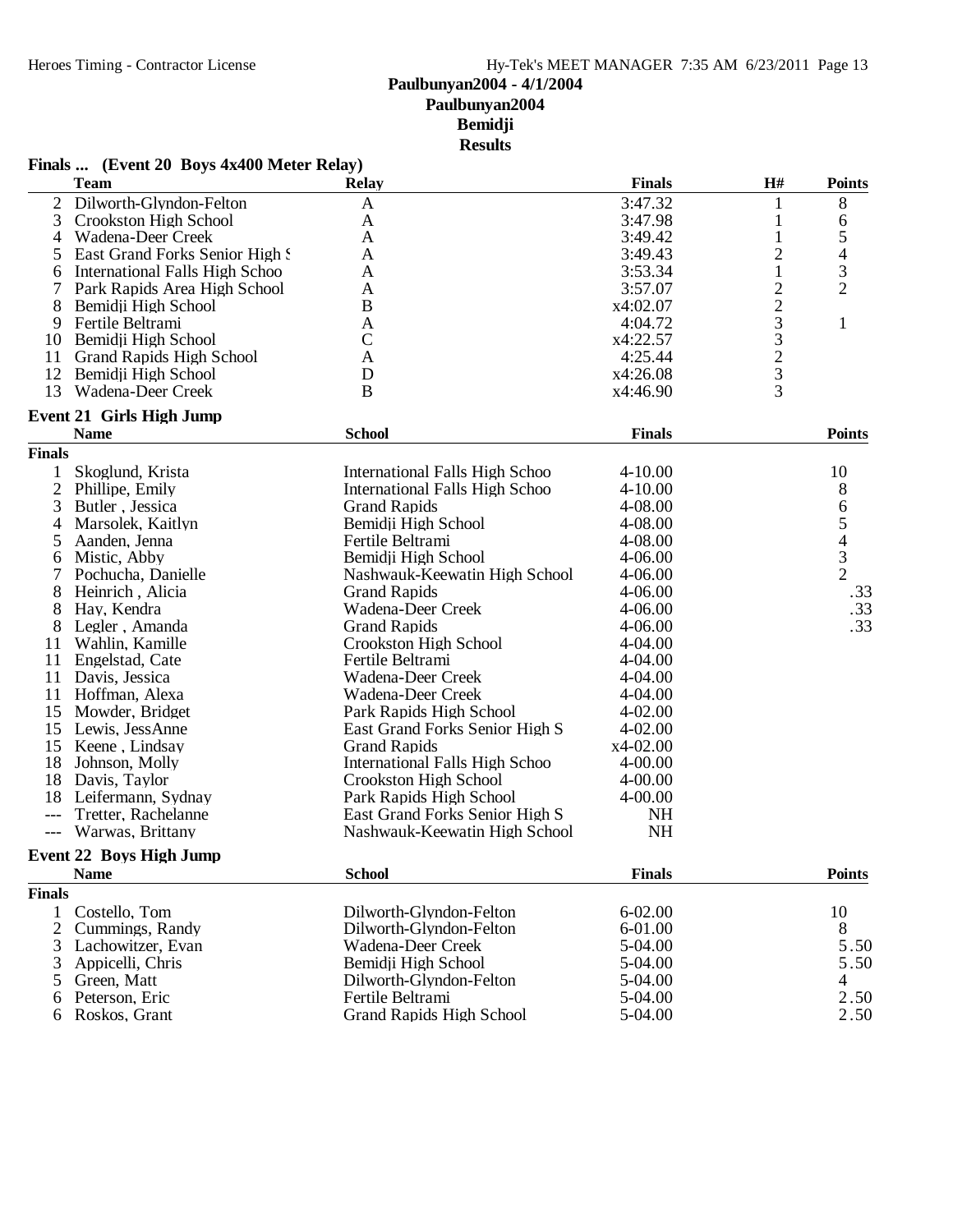# Paulbunyan2004 - 4/1/2004
## Paulbunyan2004
## Bemidji
## Results

### Finals ... (Event 20 Boys 4x400 Meter Relay)

| | Team | Relay | Finals | H# | Points |
|---|---|---|---|---|---|
| 2 | Dilworth-Glyndon-Felton | A | 3:47.32 | 1 | 8 |
| 3 | Crookston High School | A | 3:47.98 | 1 | 6 |
| 4 | Wadena-Deer Creek | A | 3:49.42 | 1 | 5 |
| 5 | East Grand Forks Senior High S | A | 3:49.43 | 2 | 4 |
| 6 | International Falls High Schoo | A | 3:53.34 | 1 | 3 |
| 7 | Park Rapids Area High School | A | 3:57.07 | 2 | 2 |
| 8 | Bemidji High School | B | x4:02.07 | 2 | |
| 9 | Fertile Beltrami | A | 4:04.72 | 3 | 1 |
| 10 | Bemidji High School | C | x4:22.57 | 3 | |
| 11 | Grand Rapids High School | A | 4:25.44 | 2 | |
| 12 | Bemidji High School | D | x4:26.08 | 3 | |
| 13 | Wadena-Deer Creek | B | x4:46.90 | 3 | |

### Event 21 Girls High Jump

| | Name | School | Finals | Points |
|---|---|---|---|---|
| **Finals** | | | | |
| 1 | Skoglund, Krista | International Falls High Schoo | 4-10.00 | 10 |
| 2 | Phillipe, Emily | International Falls High Schoo | 4-10.00 | 8 |
| 3 | Butler , Jessica | Grand Rapids | 4-08.00 | 6 |
| 4 | Marsolek, Kaitlyn | Bemidji High School | 4-08.00 | 5 |
| 5 | Aanden, Jenna | Fertile Beltrami | 4-08.00 | 4 |
| 6 | Mistic, Abby | Bemidji High School | 4-06.00 | 3 |
| 7 | Pochucha, Danielle | Nashwauk-Keewatin High School | 4-06.00 | 2 |
| 8 | Heinrich , Alicia | Grand Rapids | 4-06.00 | .33 |
| 8 | Hay, Kendra | Wadena-Deer Creek | 4-06.00 | .33 |
| 8 | Legler , Amanda | Grand Rapids | 4-06.00 | .33 |
| 11 | Wahlin, Kamille | Crookston High School | 4-04.00 | |
| 11 | Engelstad, Cate | Fertile Beltrami | 4-04.00 | |
| 11 | Davis, Jessica | Wadena-Deer Creek | 4-04.00 | |
| 11 | Hoffman, Alexa | Wadena-Deer Creek | 4-04.00 | |
| 15 | Mowder, Bridget | Park Rapids High School | 4-02.00 | |
| 15 | Lewis, JessAnne | East Grand Forks Senior High S | 4-02.00 | |
| 15 | Keene , Lindsay | Grand Rapids | x4-02.00 | |
| 18 | Johnson, Molly | International Falls High Schoo | 4-00.00 | |
| 18 | Davis, Taylor | Crookston High School | 4-00.00 | |
| 18 | Leifermann, Sydnay | Park Rapids High School | 4-00.00 | |
| --- | Tretter, Rachelanne | East Grand Forks Senior High S | NH | |
| --- | Warwas, Brittany | Nashwauk-Keewatin High School | NH | |

### Event 22 Boys High Jump

| | Name | School | Finals | Points |
|---|---|---|---|---|
| **Finals** | | | | |
| 1 | Costello, Tom | Dilworth-Glyndon-Felton | 6-02.00 | 10 |
| 2 | Cummings, Randy | Dilworth-Glyndon-Felton | 6-01.00 | 8 |
| 3 | Lachowitzer, Evan | Wadena-Deer Creek | 5-04.00 | 5.50 |
| 3 | Appicelli, Chris | Bemidji High School | 5-04.00 | 5.50 |
| 5 | Green, Matt | Dilworth-Glyndon-Felton | 5-04.00 | 4 |
| 6 | Peterson, Eric | Fertile Beltrami | 5-04.00 | 2.50 |
| 6 | Roskos, Grant | Grand Rapids High School | 5-04.00 | 2.50 |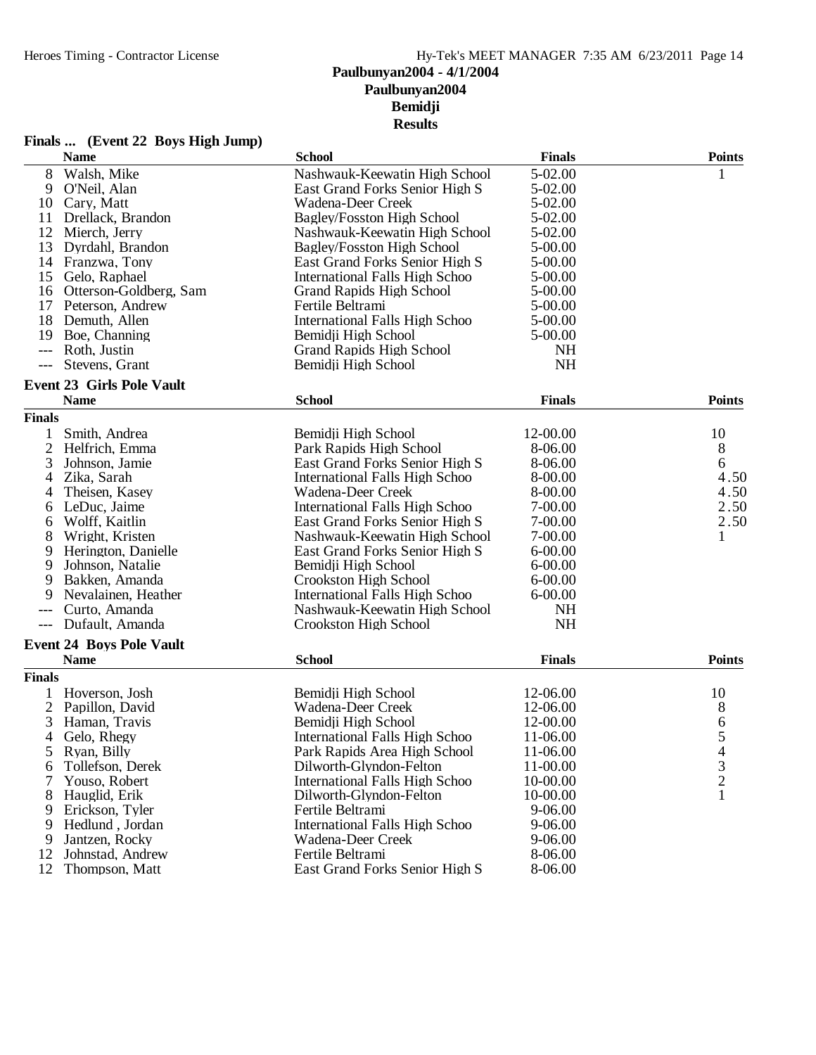# Paulbunyan2004 - 4/1/2004
## Paulbunyan2004
## Bemidji
## Results

### Finals ... (Event 22 Boys High Jump)

| | Name | School | Finals | Points |
|---|---|---|---|---|
| 8 | Walsh, Mike | Nashwauk-Keewatin High School | 5-02.00 | 1 |
| 9 | O'Neil, Alan | East Grand Forks Senior High S | 5-02.00 | |
| 10 | Cary, Matt | Wadena-Deer Creek | 5-02.00 | |
| 11 | Drellack, Brandon | Bagley/Fosston High School | 5-02.00 | |
| 12 | Miercħ, Jerry | Nashwauk-Keewatin High School | 5-02.00 | |
| 13 | Dyrdahl, Brandon | Bagley/Fosston High School | 5-00.00 | |
| 14 | Franzwa, Tony | East Grand Forks Senior High S | 5-00.00 | |
| 15 | Gelo, Raphael | International Falls High Schoo | 5-00.00 | |
| 16 | Otterson-Goldberg, Sam | Grand Rapids High School | 5-00.00 | |
| 17 | Peterson, Andrew | Fertile Beltrami | 5-00.00 | |
| 18 | Demuth, Allen | International Falls High Schoo | 5-00.00 | |
| 19 | Boe, Channing | Bemidji High School | 5-00.00 | |
| --- | Roth, Justin | Grand Rapids High School | NH | |
| --- | Stevens, Grant | Bemidji High School | NH | |

### Event 23 Girls Pole Vault

| | Name | School | Finals | Points |
|---|---|---|---|---|
| **Finals** | | | | |
| 1 | Smith, Andrea | Bemidji High School | 12-00.00 | 10 |
| 2 | Helfrich, Emma | Park Rapids High School | 8-06.00 | 8 |
| 3 | Johnson, Jamie | East Grand Forks Senior High S | 8-06.00 | 6 |
| 4 | Zika, Sarah | International Falls High Schoo | 8-00.00 | 4.50 |
| 4 | Theisen, Kasey | Wadena-Deer Creek | 8-00.00 | 4.50 |
| 6 | LeDuc, Jaime | International Falls High Schoo | 7-00.00 | 2.50 |
| 6 | Wolff, Kaitlin | East Grand Forks Senior High S | 7-00.00 | 2.50 |
| 8 | Wright, Kristen | Nashwauk-Keewatin High School | 7-00.00 | 1 |
| 9 | Herington, Danielle | East Grand Forks Senior High S | 6-00.00 | |
| 9 | Johnson, Natalie | Bemidji High School | 6-00.00 | |
| 9 | Bakken, Amanda | Crookston High School | 6-00.00 | |
| 9 | Nevalainen, Heather | International Falls High Schoo | 6-00.00 | |
| --- | Curto, Amanda | Nashwauk-Keewatin High School | NH | |
| --- | Dufault, Amanda | Crookston High School | NH | |

### Event 24 Boys Pole Vault

| | Name | School | Finals | Points |
|---|---|---|---|---|
| **Finals** | | | | |
| 1 | Hoverson, Josh | Bemidji High School | 12-06.00 | 10 |
| 2 | Papillon, David | Wadena-Deer Creek | 12-06.00 | 8 |
| 3 | Haman, Travis | Bemidji High School | 12-00.00 | 6 |
| 4 | Gelo, Rhegy | International Falls High Schoo | 11-06.00 | 5 |
| 5 | Ryan, Billy | Park Rapids Area High School | 11-06.00 | 4 |
| 6 | Tollefson, Derek | Dilworth-Glyndon-Felton | 11-00.00 | 3 |
| 7 | Youso, Robert | International Falls High Schoo | 10-00.00 | 2 |
| 8 | Hauglid, Erik | Dilworth-Glyndon-Felton | 10-00.00 | 1 |
| 9 | Erickson, Tyler | Fertile Beltrami | 9-06.00 | |
| 9 | Hedlund , Jordan | International Falls High Schoo | 9-06.00 | |
| 9 | Jantzen, Rocky | Wadena-Deer Creek | 9-06.00 | |
| 12 | Johnstad, Andrew | Fertile Beltrami | 8-06.00 | |
| 12 | Thompson, Matt | East Grand Forks Senior High S | 8-06.00 | |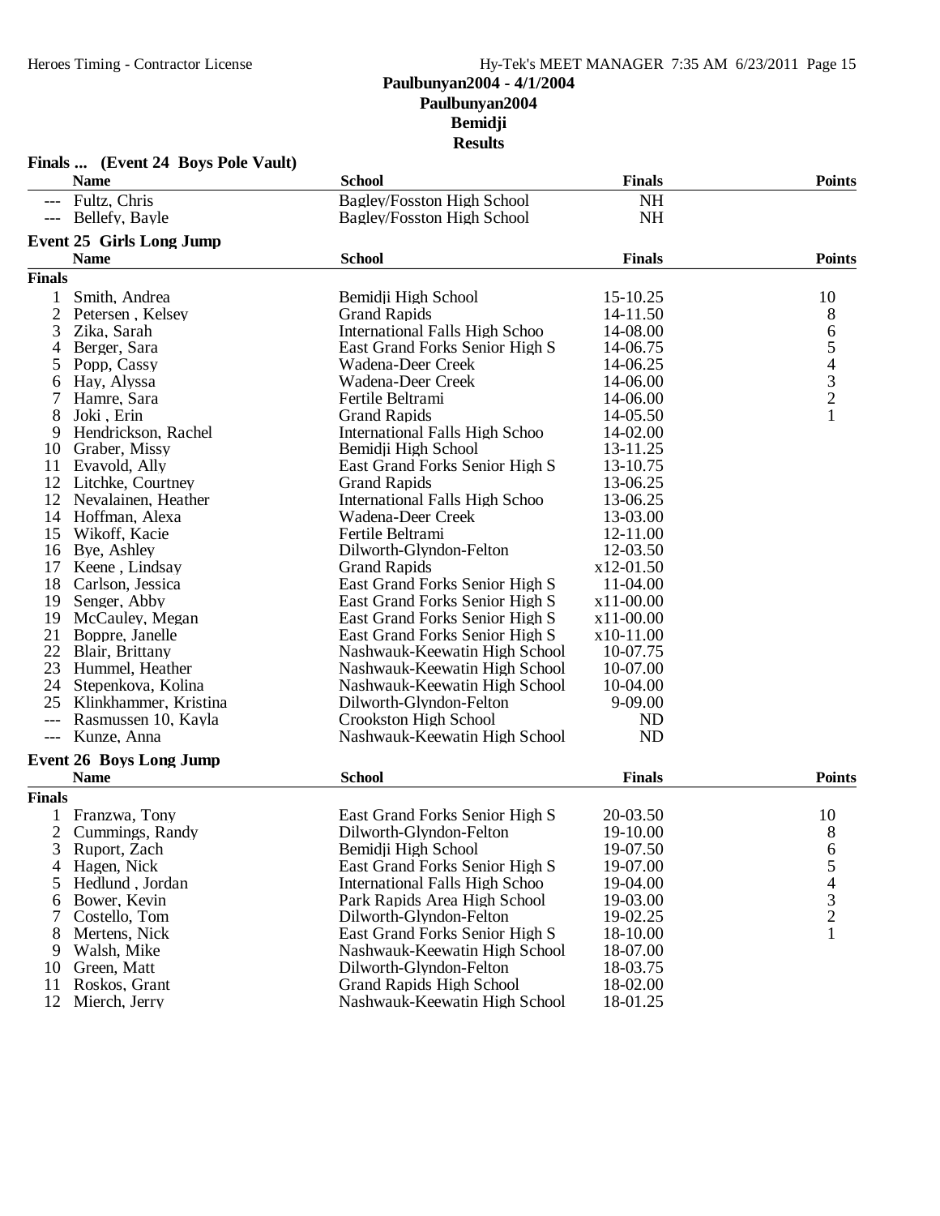# Paulbunyan2004 - 4/1/2004
## Paulbunyan2004
## Bemidji
## Results

### Finals ... (Event 24 Boys Pole Vault)

| | Name | School | Finals | Points |
|---|---|---|---|---|
| --- | Fultz, Chris | Bagley/Fosston High School | NH | |
| --- | Bellefy, Bayle | Bagley/Fosston High School | NH | |

### Event 25 Girls Long Jump

| | Name | School | Finals | Points |
|---|---|---|---|---|
| **Finals** | | | | |
| 1 | Smith, Andrea | Bemidji High School | 15-10.25 | 10 |
| 2 | Petersen , Kelsey | Grand Rapids | 14-11.50 | 8 |
| 3 | Zika, Sarah | International Falls High Schoo | 14-08.00 | 6 |
| 4 | Berger, Sara | East Grand Forks Senior High S | 14-06.75 | 5 |
| 5 | Popp, Cassy | Wadena-Deer Creek | 14-06.25 | 4 |
| 6 | Hay, Alyssa | Wadena-Deer Creek | 14-06.00 | 3 |
| 7 | Hamre, Sara | Fertile Beltrami | 14-06.00 | 2 |
| 8 | Joki , Erin | Grand Rapids | 14-05.50 | 1 |
| 9 | Hendrickson, Rachel | International Falls High Schoo | 14-02.00 | |
| 10 | Graber, Missy | Bemidji High School | 13-11.25 | |
| 11 | Evavold, Ally | East Grand Forks Senior High S | 13-10.75 | |
| 12 | Litchke, Courtney | Grand Rapids | 13-06.25 | |
| 12 | Nevalainen, Heather | International Falls High Schoo | 13-06.25 | |
| 14 | Hoffman, Alexa | Wadena-Deer Creek | 13-03.00 | |
| 15 | Wikoff, Kacie | Fertile Beltrami | 12-11.00 | |
| 16 | Bye, Ashley | Dilworth-Glyndon-Felton | 12-03.50 | |
| 17 | Keene , Lindsay | Grand Rapids | x12-01.50 | |
| 18 | Carlson, Jessica | East Grand Forks Senior High S | 11-04.00 | |
| 19 | Senger, Abby | East Grand Forks Senior High S | x11-00.00 | |
| 19 | McCauley, Megan | East Grand Forks Senior High S | x11-00.00 | |
| 21 | Boppre, Janelle | East Grand Forks Senior High S | x10-11.00 | |
| 22 | Blair, Brittany | Nashwauk-Keewatin High School | 10-07.75 | |
| 23 | Hummel, Heather | Nashwauk-Keewatin High School | 10-07.00 | |
| 24 | Stepenkova, Kolina | Nashwauk-Keewatin High School | 10-04.00 | |
| 25 | Klinkhammer, Kristina | Dilworth-Glyndon-Felton | 9-09.00 | |
| --- | Rasmussen 10, Kayla | Crookston High School | ND | |
| --- | Kunze, Anna | Nashwauk-Keewatin High School | ND | |

### Event 26 Boys Long Jump

| | Name | School | Finals | Points |
|---|---|---|---|---|
| **Finals** | | | | |
| 1 | Franzwa, Tony | East Grand Forks Senior High S | 20-03.50 | 10 |
| 2 | Cummings, Randy | Dilworth-Glyndon-Felton | 19-10.00 | 8 |
| 3 | Ruport, Zach | Bemidji High School | 19-07.50 | 6 |
| 4 | Hagen, Nick | East Grand Forks Senior High S | 19-07.00 | 5 |
| 5 | Hedlund , Jordan | International Falls High Schoo | 19-04.00 | 4 |
| 6 | Bower, Kevin | Park Rapids Area High School | 19-03.00 | 3 |
| 7 | Costello, Tom | Dilworth-Glyndon-Felton | 19-02.25 | 2 |
| 8 | Mertens, Nick | East Grand Forks Senior High S | 18-10.00 | 1 |
| 9 | Walsh, Mike | Nashwauk-Keewatin High School | 18-07.00 | |
| 10 | Green, Matt | Dilworth-Glyndon-Felton | 18-03.75 | |
| 11 | Roskos, Grant | Grand Rapids High School | 18-02.00 | |
| 12 | Mierch, Jerry | Nashwauk-Keewatin High School | 18-01.25 | |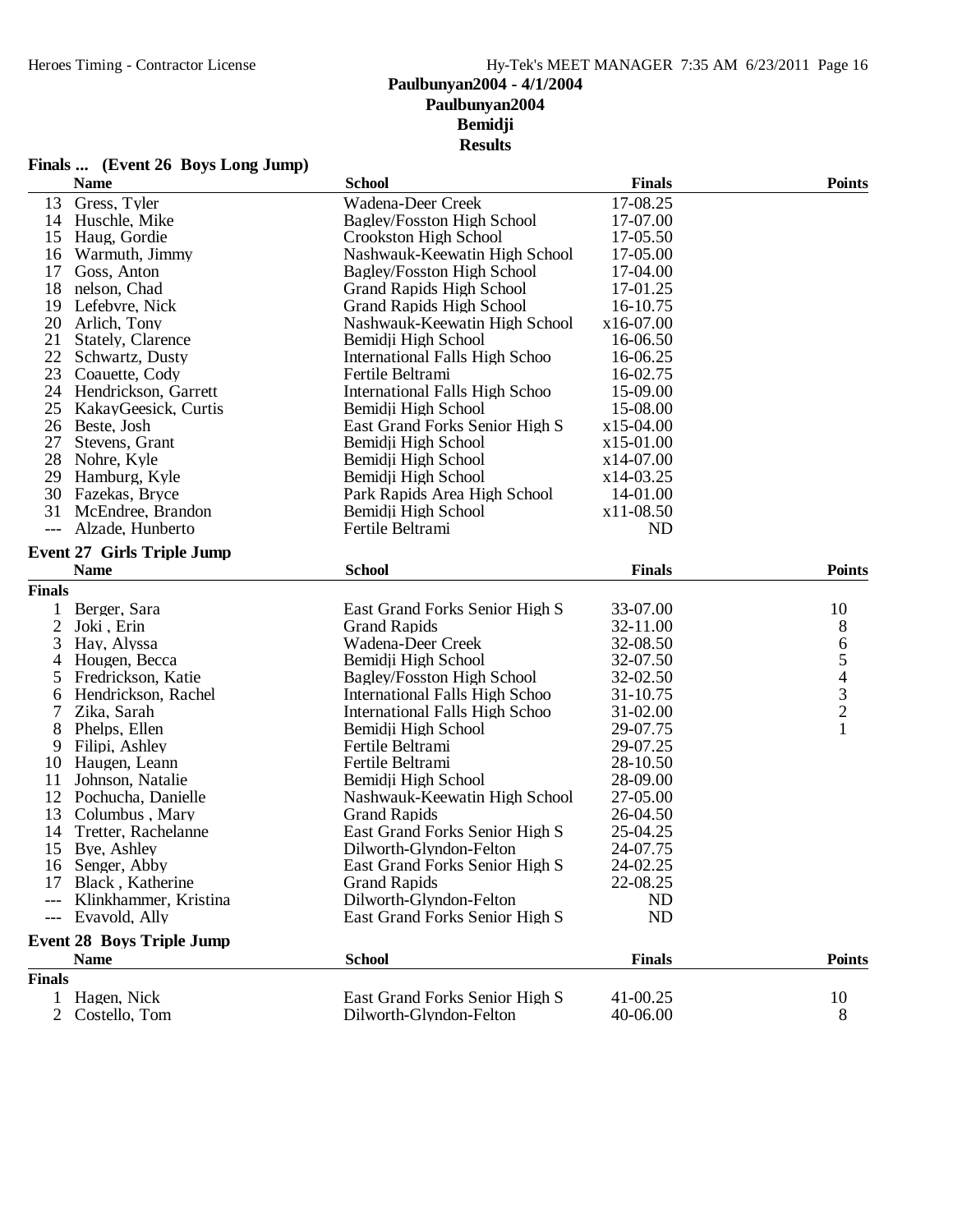# Paulbunyan2004 - 4/1/2004

## Paulbunyan2004

## Bemidji

## Results

### Finals ... (Event 26 Boys Long Jump)

| | Name | School | Finals | Points |
|---|---|---|---|---|
| 13 | Gress, Tyler | Wadena-Deer Creek | 17-08.25 | |
| 14 | Huschle, Mike | Bagley/Fosston High School | 17-07.00 | |
| 15 | Haug, Gordie | Crookston High School | 17-05.50 | |
| 16 | Warmuth, Jimmy | Nashwauk-Keewatin High School | 17-05.00 | |
| 17 | Goss, Anton | Bagley/Fosston High School | 17-04.00 | |
| 18 | nelson, Chad | Grand Rapids High School | 17-01.25 | |
| 19 | Lefebvre, Nick | Grand Rapids High School | 16-10.75 | |
| 20 | Arlich, Tony | Nashwauk-Keewatin High School | x16-07.00 | |
| 21 | Stately, Clarence | Bemidji High School | 16-06.50 | |
| 22 | Schwartz, Dusty | International Falls High Schoo | 16-06.25 | |
| 23 | Coauette, Cody | Fertile Beltrami | 16-02.75 | |
| 24 | Hendrickson, Garrett | International Falls High Schoo | 15-09.00 | |
| 25 | KakayGeesick, Curtis | Bemidji High School | 15-08.00 | |
| 26 | Beste, Josh | East Grand Forks Senior High S | x15-04.00 | |
| 27 | Stevens, Grant | Bemidji High School | x15-01.00 | |
| 28 | Nohre, Kyle | Bemidji High School | x14-07.00 | |
| 29 | Hamburg, Kyle | Bemidji High School | x14-03.25 | |
| 30 | Fazekas, Bryce | Park Rapids Area High School | 14-01.00 | |
| 31 | McEndree, Brandon | Bemidji High School | x11-08.50 | |
| --- | Alzade, Hunberto | Fertile Beltrami | ND | |

### Event 27 Girls Triple Jump

| | Name | School | Finals | Points |
|---|---|---|---|---|
| **Finals** | | | | |
| 1 | Berger, Sara | East Grand Forks Senior High S | 33-07.00 | 10 |
| 2 | Joki , Erin | Grand Rapids | 32-11.00 | 8 |
| 3 | Hay, Alyssa | Wadena-Deer Creek | 32-08.50 | 6 |
| 4 | Hougen, Becca | Bemidji High School | 32-07.50 | 5 |
| 5 | Fredrickson, Katie | Bagley/Fosston High School | 32-02.50 | 4 |
| 6 | Hendrickson, Rachel | International Falls High Schoo | 31-10.75 | 3 |
| 7 | Zika, Sarah | International Falls High Schoo | 31-02.00 | 2 |
| 8 | Phelps, Ellen | Bemidji High School | 29-07.75 | 1 |
| 9 | Filipi, Ashley | Fertile Beltrami | 29-07.25 | |
| 10 | Haugen, Leann | Fertile Beltrami | 28-10.50 | |
| 11 | Johnson, Natalie | Bemidji High School | 28-09.00 | |
| 12 | Pochucha, Danielle | Nashwauk-Keewatin High School | 27-05.00 | |
| 13 | Columbus , Mary | Grand Rapids | 26-04.50 | |
| 14 | Tretter, Rachelanne | East Grand Forks Senior High S | 25-04.25 | |
| 15 | Bye, Ashley | Dilworth-Glyndon-Felton | 24-07.75 | |
| 16 | Senger, Abby | East Grand Forks Senior High S | 24-02.25 | |
| 17 | Black , Katherine | Grand Rapids | 22-08.25 | |
| --- | Klinkhammer, Kristina | Dilworth-Glyndon-Felton | ND | |
| --- | Evavold, Ally | East Grand Forks Senior High S | ND | |

### Event 28 Boys Triple Jump

| | Name | School | Finals | Points |
|---|---|---|---|---|
| **Finals** | | | | |
| 1 | Hagen, Nick | East Grand Forks Senior High S | 41-00.25 | 10 |
| 2 | Costello, Tom | Dilworth-Glyndon-Felton | 40-06.00 | 8 |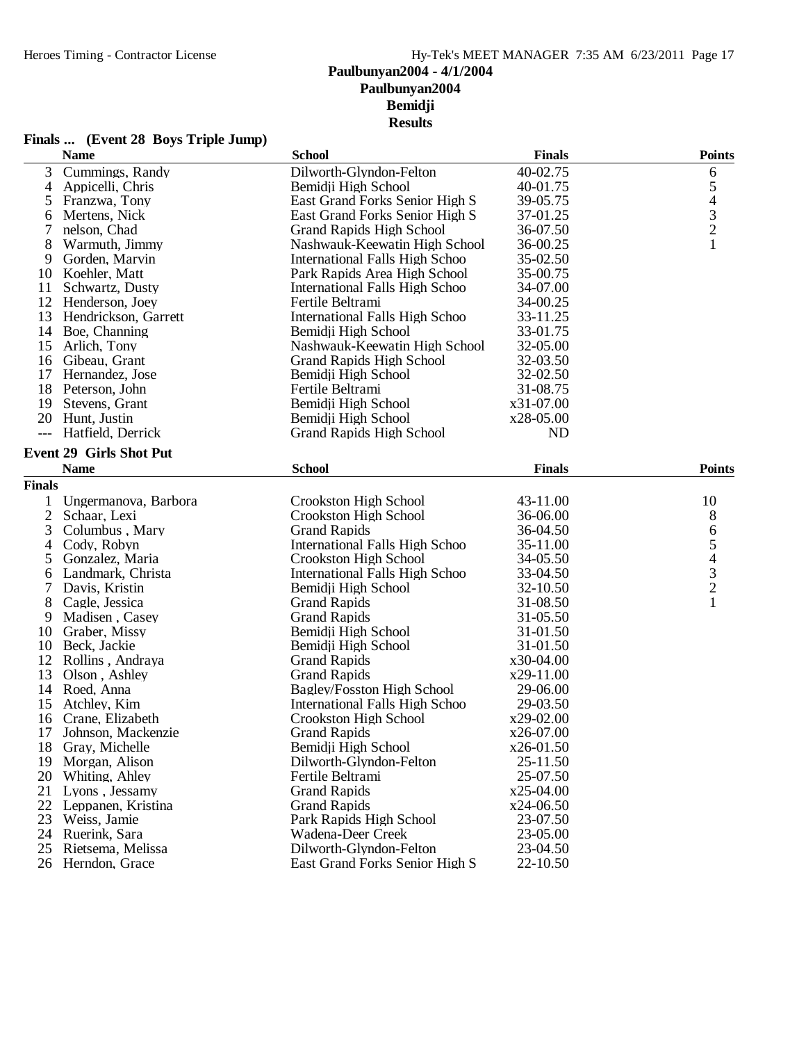# Paulbunyan2004 - 4/1/2004
## Paulbunyan2004
## Bemidji
## Results

### Finals ... (Event 28 Boys Triple Jump)

| | Name | School | Finals | Points |
|---|---|---|---|---|
| 3 | Cummings, Randy | Dilworth-Glyndon-Felton | 40-02.75 | 6 |
| 4 | Appicelli, Chris | Bemidji High School | 40-01.75 | 5 |
| 5 | Franzwa, Tony | East Grand Forks Senior High S | 39-05.75 | 4 |
| 6 | Mertens, Nick | East Grand Forks Senior High S | 37-01.25 | 3 |
| 7 | nelson, Chad | Grand Rapids High School | 36-07.50 | 2 |
| 8 | Warmuth, Jimmy | Nashwauk-Keewatin High School | 36-00.25 | 1 |
| 9 | Gorden, Marvin | International Falls High Schoo | 35-02.50 | |
| 10 | Koehler, Matt | Park Rapids Area High School | 35-00.75 | |
| 11 | Schwartz, Dusty | International Falls High Schoo | 34-07.00 | |
| 12 | Henderson, Joey | Fertile Beltrami | 34-00.25 | |
| 13 | Hendrickson, Garrett | International Falls High Schoo | 33-11.25 | |
| 14 | Boe, Channing | Bemidji High School | 33-01.75 | |
| 15 | Arlich, Tony | Nashwauk-Keewatin High School | 32-05.00 | |
| 16 | Gibeau, Grant | Grand Rapids High School | 32-03.50 | |
| 17 | Hernandez, Jose | Bemidji High School | 32-02.50 | |
| 18 | Peterson, John | Fertile Beltrami | 31-08.75 | |
| 19 | Stevens, Grant | Bemidji High School | x31-07.00 | |
| 20 | Hunt, Justin | Bemidji High School | x28-05.00 | |
| --- | Hatfield, Derrick | Grand Rapids High School | ND | |

### Event 29 Girls Shot Put

| | Name | School | Finals | Points |
|---|---|---|---|---|
| **Finals** | | | | |
| 1 | Ungermanova, Barbora | Crookston High School | 43-11.00 | 10 |
| 2 | Schaar, Lexi | Crookston High School | 36-06.00 | 8 |
| 3 | Columbus , Mary | Grand Rapids | 36-04.50 | 6 |
| 4 | Cody, Robyn | International Falls High Schoo | 35-11.00 | 5 |
| 5 | Gonzalez, Maria | Crookston High School | 34-05.50 | 4 |
| 6 | Landmark, Christa | International Falls High Schoo | 33-04.50 | 3 |
| 7 | Davis, Kristin | Bemidji High School | 32-10.50 | 2 |
| 8 | Cagle, Jessica | Grand Rapids | 31-08.50 | 1 |
| 9 | Madisen , Casey | Grand Rapids | 31-05.50 | |
| 10 | Graber, Missy | Bemidji High School | 31-01.50 | |
| 10 | Beck, Jackie | Bemidji High School | 31-01.50 | |
| 12 | Rollins , Andraya | Grand Rapids | x30-04.00 | |
| 13 | Olson , Ashley | Grand Rapids | x29-11.00 | |
| 14 | Roed, Anna | Bagley/Fosston High School | 29-06.00 | |
| 15 | Atchley, Kim | International Falls High Schoo | 29-03.50 | |
| 16 | Crane, Elizabeth | Crookston High School | x29-02.00 | |
| 17 | Johnson, Mackenzie | Grand Rapids | x26-07.00 | |
| 18 | Gray, Michelle | Bemidji High School | x26-01.50 | |
| 19 | Morgan, Alison | Dilworth-Glyndon-Felton | 25-11.50 | |
| 20 | Whiting, Ahley | Fertile Beltrami | 25-07.50 | |
| 21 | Lyons , Jessamy | Grand Rapids | x25-04.00 | |
| 22 | Leppanen, Kristina | Grand Rapids | x24-06.50 | |
| 23 | Weiss, Jamie | Park Rapids High School | 23-07.50 | |
| 24 | Ruerink, Sara | Wadena-Deer Creek | 23-05.00 | |
| 25 | Rietsema, Melissa | Dilworth-Glyndon-Felton | 23-04.50 | |
| 26 | Herndon, Grace | East Grand Forks Senior High S | 22-10.50 | |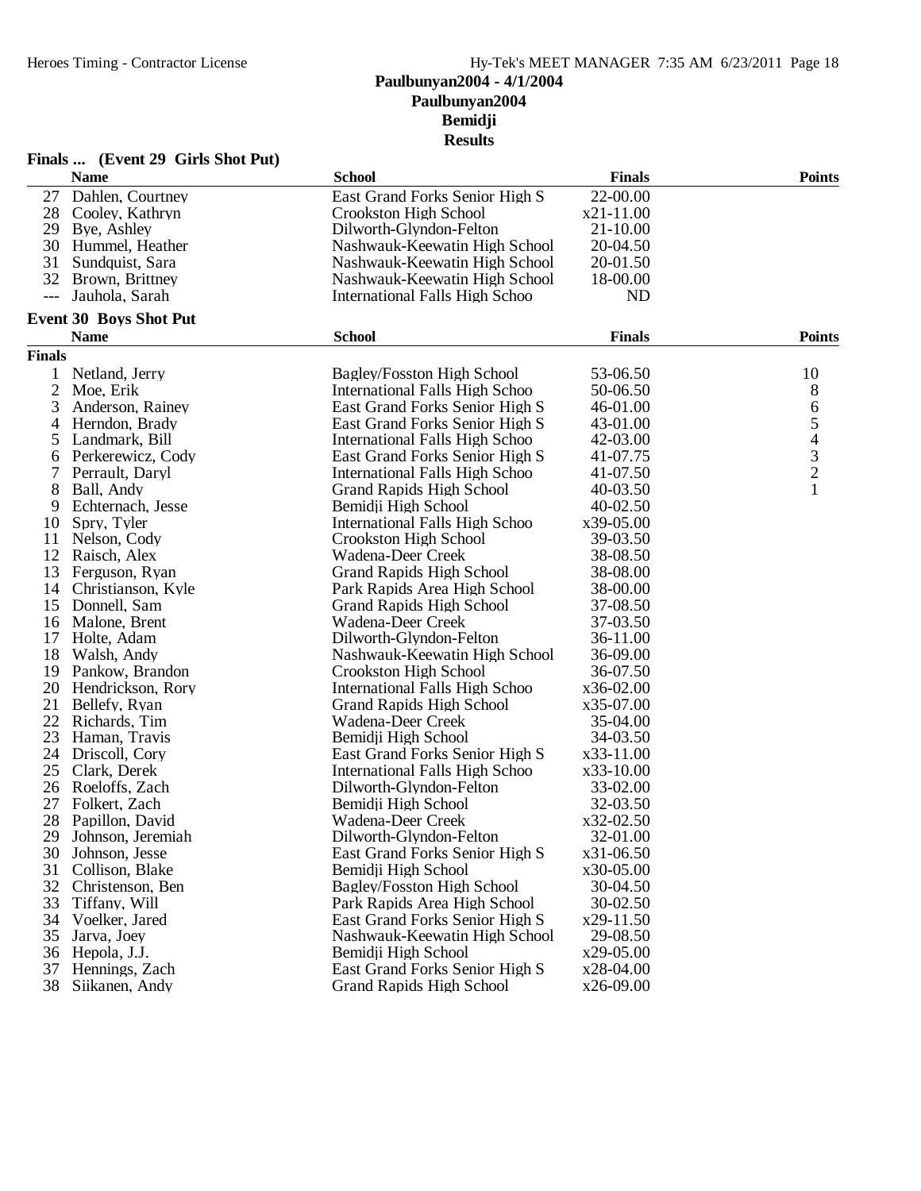# Paulbunyan2004 - 4/1/2004
## Paulbunyan2004
## Bemidji
## Results

### Finals ... (Event 29 Girls Shot Put)

| | Name | School | Finals | Points |
|---|---|---|---|---|
| 27 | Dahlen, Courtney | East Grand Forks Senior High S | 22-00.00 | |
| 28 | Cooley, Kathryn | Crookston High School | x21-11.00 | |
| 29 | Bye, Ashley | Dilworth-Glyndon-Felton | 21-10.00 | |
| 30 | Hummel, Heather | Nashwauk-Keewatin High School | 20-04.50 | |
| 31 | Sundquist, Sara | Nashwauk-Keewatin High School | 20-01.50 | |
| 32 | Brown, Brittney | Nashwauk-Keewatin High School | 18-00.00 | |
| --- | Jauhola, Sarah | International Falls High Schoo | ND | |

### Event 30 Boys Shot Put

| | Name | School | Finals | Points |
|---|---|---|---|---|
| **Finals** | | | | |
| 1 | Netland, Jerry | Bagley/Fosston High School | 53-06.50 | 10 |
| 2 | Moe, Erik | International Falls High Schoo | 50-06.50 | 8 |
| 3 | Anderson, Rainey | East Grand Forks Senior High S | 46-01.00 | 6 |
| 4 | Herndon, Brady | East Grand Forks Senior High S | 43-01.00 | 5 |
| 5 | Landmark, Bill | International Falls High Schoo | 42-03.00 | 4 |
| 6 | Perkerewicz, Cody | East Grand Forks Senior High S | 41-07.75 | 3 |
| 7 | Perrault, Daryl | International Falls High Schoo | 41-07.50 | 2 |
| 8 | Ball, Andy | Grand Rapids High School | 40-03.50 | 1 |
| 9 | Echternach, Jesse | Bemidji High School | 40-02.50 | |
| 10 | Spry, Tyler | International Falls High Schoo | x39-05.00 | |
| 11 | Nelson, Cody | Crookston High School | 39-03.50 | |
| 12 | Raisch, Alex | Wadena-Deer Creek | 38-08.50 | |
| 13 | Ferguson, Ryan | Grand Rapids High School | 38-08.00 | |
| 14 | Christianson, Kyle | Park Rapids Area High School | 38-00.00 | |
| 15 | Donnell, Sam | Grand Rapids High School | 37-08.50 | |
| 16 | Malone, Brent | Wadena-Deer Creek | 37-03.50 | |
| 17 | Holte, Adam | Dilworth-Glyndon-Felton | 36-11.00 | |
| 18 | Walsh, Andy | Nashwauk-Keewatin High School | 36-09.00 | |
| 19 | Pankow, Brandon | Crookston High School | 36-07.50 | |
| 20 | Hendrickson, Rory | International Falls High Schoo | x36-02.00 | |
| 21 | Bellefy, Ryan | Grand Rapids High School | x35-07.00 | |
| 22 | Richards, Tim | Wadena-Deer Creek | 35-04.00 | |
| 23 | Haman, Travis | Bemidji High School | 34-03.50 | |
| 24 | Driscoll, Cory | East Grand Forks Senior High S | x33-11.00 | |
| 25 | Clark, Derek | International Falls High Schoo | x33-10.00 | |
| 26 | Roeloffs, Zach | Dilworth-Glyndon-Felton | 33-02.00 | |
| 27 | Folkert, Zach | Bemidji High School | 32-03.50 | |
| 28 | Papillon, David | Wadena-Deer Creek | x32-02.50 | |
| 29 | Johnson, Jeremiah | Dilworth-Glyndon-Felton | 32-01.00 | |
| 30 | Johnson, Jesse | East Grand Forks Senior High S | x31-06.50 | |
| 31 | Collison, Blake | Bemidji High School | x30-05.00 | |
| 32 | Christenson, Ben | Bagley/Fosston High School | 30-04.50 | |
| 33 | Tiffany, Will | Park Rapids Area High School | 30-02.50 | |
| 34 | Voelker, Jared | East Grand Forks Senior High S | x29-11.50 | |
| 35 | Jarva, Joey | Nashwauk-Keewatin High School | 29-08.50 | |
| 36 | Hepola, J.J. | Bemidji High School | x29-05.00 | |
| 37 | Hennings, Zach | East Grand Forks Senior High S | x28-04.00 | |
| 38 | Siikanen, Andy | Grand Rapids High School | x26-09.00 | |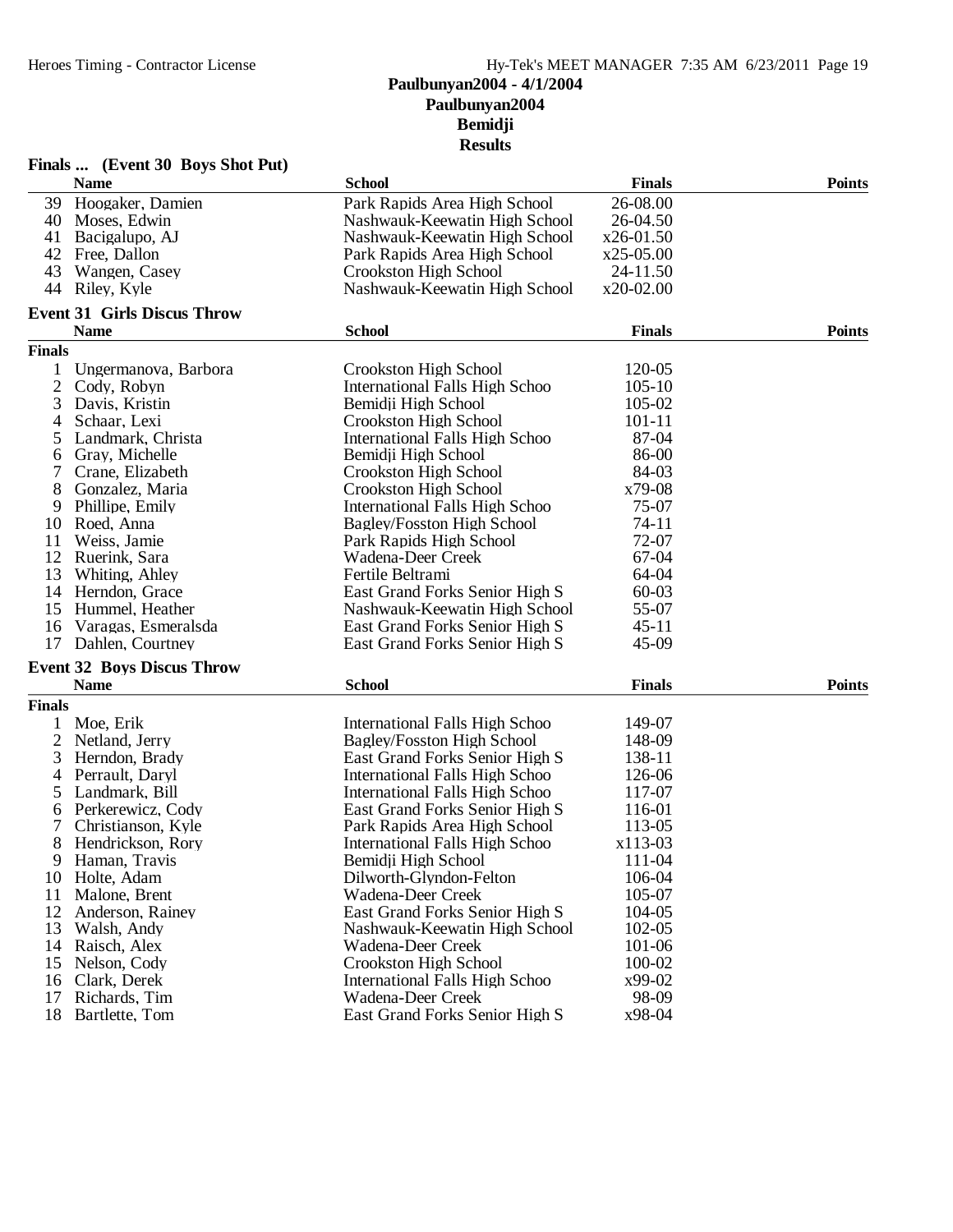# Paulbunyan2004 - 4/1/2004
## Paulbunyan2004
## Bemidji
## Results

### Finals ... (Event 30 Boys Shot Put)

| | Name | School | Finals | Points |
|---|---|---|---|---|
| 39 | Hoogaker, Damien | Park Rapids Area High School | 26-08.00 | |
| 40 | Moses, Edwin | Nashwauk-Keewatin High School | 26-04.50 | |
| 41 | Bacigalupo, AJ | Nashwauk-Keewatin High School | x26-01.50 | |
| 42 | Free, Dallon | Park Rapids Area High School | x25-05.00 | |
| 43 | Wangen, Casey | Crookston High School | 24-11.50 | |
| 44 | Riley, Kyle | Nashwauk-Keewatin High School | x20-02.00 | |

### Event 31 Girls Discus Throw

| | Name | School | Finals | Points |
|---|---|---|---|---|
| **Finals** | | | | |
| 1 | Ungermanova, Barbora | Crookston High School | 120-05 | |
| 2 | Cody, Robyn | International Falls High Schoo | 105-10 | |
| 3 | Davis, Kristin | Bemidji High School | 105-02 | |
| 4 | Schaar, Lexi | Crookston High School | 101-11 | |
| 5 | Landmark, Christa | International Falls High Schoo | 87-04 | |
| 6 | Gray, Michelle | Bemidji High School | 86-00 | |
| 7 | Crane, Elizabeth | Crookston High School | 84-03 | |
| 8 | Gonzalez, Maria | Crookston High School | x79-08 | |
| 9 | Phillipe, Emily | International Falls High Schoo | 75-07 | |
| 10 | Roed, Anna | Bagley/Fosston High School | 74-11 | |
| 11 | Weiss, Jamie | Park Rapids High School | 72-07 | |
| 12 | Ruerink, Sara | Wadena-Deer Creek | 67-04 | |
| 13 | Whiting, Ahley | Fertile Beltrami | 64-04 | |
| 14 | Herndon, Grace | East Grand Forks Senior High S | 60-03 | |
| 15 | Hummel, Heather | Nashwauk-Keewatin High School | 55-07 | |
| 16 | Varagas, Esmeralsda | East Grand Forks Senior High S | 45-11 | |
| 17 | Dahlen, Courtney | East Grand Forks Senior High S | 45-09 | |

### Event 32 Boys Discus Throw

| | Name | School | Finals | Points |
|---|---|---|---|---|
| **Finals** | | | | |
| 1 | Moe, Erik | International Falls High Schoo | 149-07 | |
| 2 | Netland, Jerry | Bagley/Fosston High School | 148-09 | |
| 3 | Herndon, Brady | East Grand Forks Senior High S | 138-11 | |
| 4 | Perrault, Daryl | International Falls High Schoo | 126-06 | |
| 5 | Landmark, Bill | International Falls High Schoo | 117-07 | |
| 6 | Perkerewicz, Cody | East Grand Forks Senior High S | 116-01 | |
| 7 | Christianson, Kyle | Park Rapids Area High School | 113-05 | |
| 8 | Hendrickson, Rory | International Falls High Schoo | x113-03 | |
| 9 | Haman, Travis | Bemidji High School | 111-04 | |
| 10 | Holte, Adam | Dilworth-Glyndon-Felton | 106-04 | |
| 11 | Malone, Brent | Wadena-Deer Creek | 105-07 | |
| 12 | Anderson, Rainey | East Grand Forks Senior High S | 104-05 | |
| 13 | Walsh, Andy | Nashwauk-Keewatin High School | 102-05 | |
| 14 | Raisch, Alex | Wadena-Deer Creek | 101-06 | |
| 15 | Nelson, Cody | Crookston High School | 100-02 | |
| 16 | Clark, Derek | International Falls High Schoo | x99-02 | |
| 17 | Richards, Tim | Wadena-Deer Creek | 98-09 | |
| 18 | Bartlette, Tom | East Grand Forks Senior High S | x98-04 | |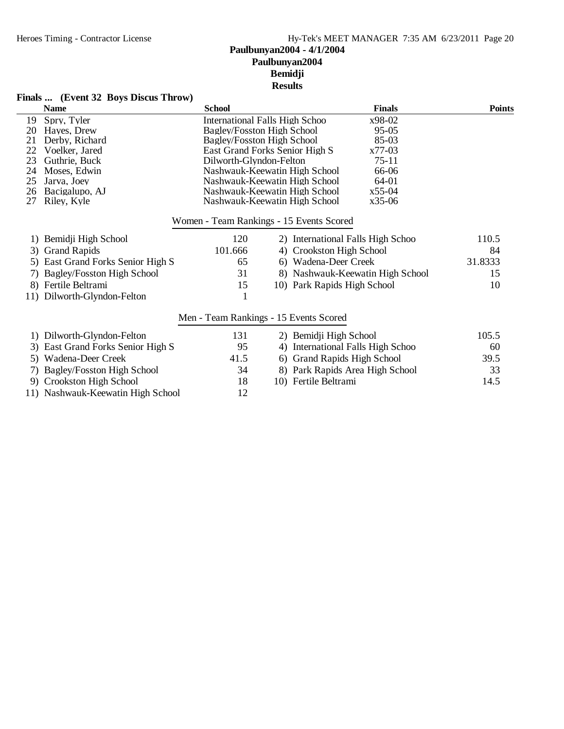# Paulbunyan2004 - 4/1/2004
## Paulbunyan2004
## Bemidji
## Results

**Finals ... (Event 32 Boys Discus Throw)**

| | Name | School | Finals | Points |
|---|---|---|---|---|
| 19 | Spry, Tyler | International Falls High Schoo | x98-02 | |
| 20 | Hayes, Drew | Bagley/Fosston High School | 95-05 | |
| 21 | Derby, Richard | Bagley/Fosston High School | 85-03 | |
| 22 | Voelker, Jared | East Grand Forks Senior High S | x77-03 | |
| 23 | Guthrie, Buck | Dilworth-Glyndon-Felton | 75-11 | |
| 24 | Moses, Edwin | Nashwauk-Keewatin High School | 66-06 | |
| 25 | Jarva, Joey | Nashwauk-Keewatin High School | 64-01 | |
| 26 | Bacigalupo, AJ | Nashwauk-Keewatin High School | x55-04 | |
| 27 | Riley, Kyle | Nashwauk-Keewatin High School | x35-06 | |

### Women - Team Rankings - 15 Events Scored

| | | | | | |
|---|---|---|---|---|---|
| 1) | Bemidji High School | 120 | 2) | International Falls High Schoo | 110.5 |
| 3) | Grand Rapids | 101.666 | 4) | Crookston High School | 84 |
| 5) | East Grand Forks Senior High S | 65 | 6) | Wadena-Deer Creek | 31.8333 |
| 7) | Bagley/Fosston High School | 31 | 8) | Nashwauk-Keewatin High School | 15 |
| 8) | Fertile Beltrami | 15 | 10) | Park Rapids High School | 10 |
| 11) | Dilworth-Glyndon-Felton | 1 | | | |

### Men - Team Rankings - 15 Events Scored

| | | | | | |
|---|---|---|---|---|---|
| 1) | Dilworth-Glyndon-Felton | 131 | 2) | Bemidji High School | 105.5 |
| 3) | East Grand Forks Senior High S | 95 | 4) | International Falls High Schoo | 60 |
| 5) | Wadena-Deer Creek | 41.5 | 6) | Grand Rapids High School | 39.5 |
| 7) | Bagley/Fosston High School | 34 | 8) | Park Rapids Area High School | 33 |
| 9) | Crookston High School | 18 | 10) | Fertile Beltrami | 14.5 |
| 11) | Nashwauk-Keewatin High School | 12 | | | |